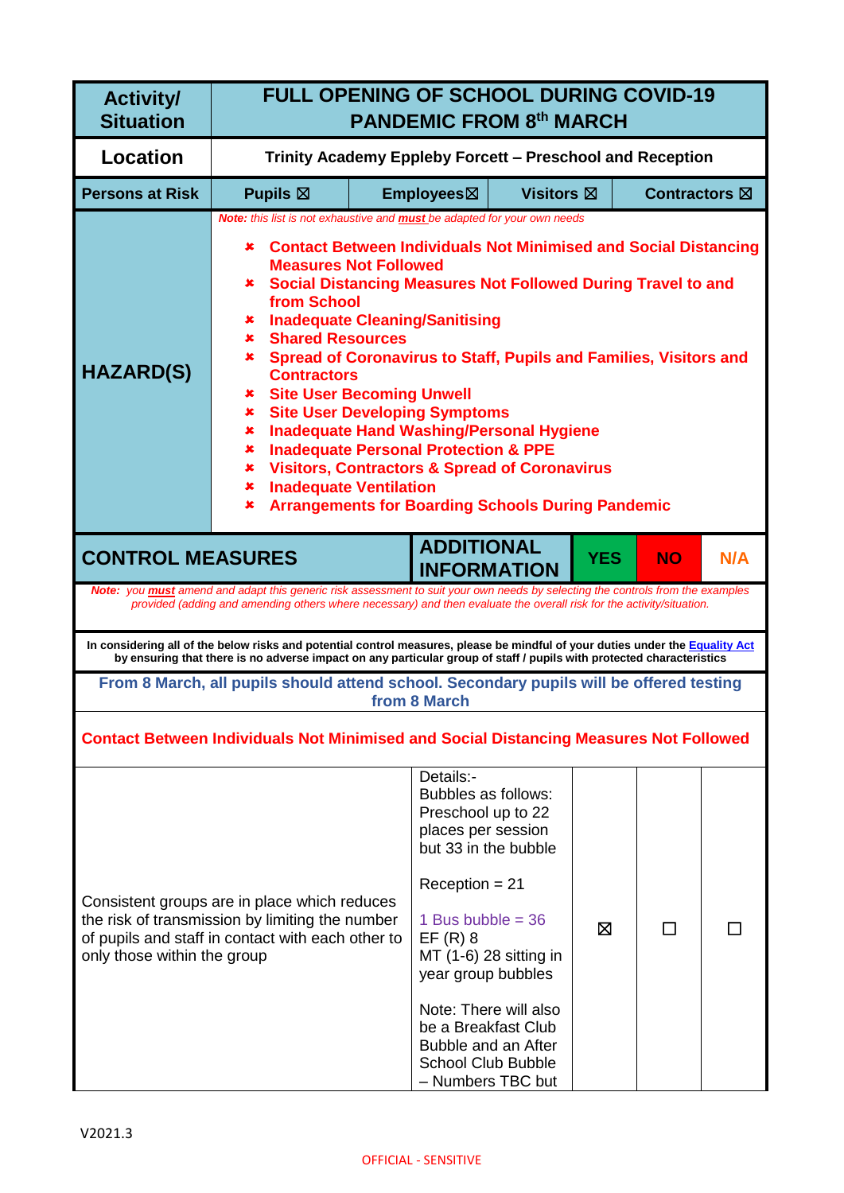| Activity/ Situation | FULL OPENING OF SCHOOL DURING COVID-19 PANDEMIC FROM 8th MARCH | | | |
|---|---|---|---|---|
| Location | Trinity Academy Eppleby Forcett – Preschool and Reception | | | |
| Persons at Risk | Pupils ☒ | Employees☒ | Visitors ☒ | Contractors ☒ |

**HAZARD(S)**

*Note: this list is not exhaustive and **must** be adapted for your own needs*

- **Contact Between Individuals Not Minimised and Social Distancing Measures Not Followed**
- **Social Distancing Measures Not Followed During Travel to and from School**
- **Inadequate Cleaning/Sanitising**
- **Shared Resources**
- **Spread of Coronavirus to Staff, Pupils and Families, Visitors and Contractors**
- **Site User Becoming Unwell**
- **Site User Developing Symptoms**
- **Inadequate Hand Washing/Personal Hygiene**
- **Inadequate Personal Protection & PPE**
- **Visitors, Contractors & Spread of Coronavirus**
- **Inadequate Ventilation**
- **Arrangements for Boarding Schools During Pandemic**

*Note: you **must** amend and adapt this generic risk assessment to suit your own needs by selecting the controls from the examples provided (adding and amending others where necessary) and then evaluate the overall risk for the activity/situation.*

**In considering all of the below risks and potential control measures, please be mindful of your duties under the Equality Act by ensuring that there is no adverse impact on any particular group of staff / pupils with protected characteristics**

**From 8 March, all pupils should attend school. Secondary pupils will be offered testing from 8 March**

**Contact Between Individuals Not Minimised and Social Distancing Measures Not Followed**

| CONTROL MEASURES | ADDITIONAL INFORMATION | YES | NO | N/A |
|---|---|---|---|---|
| Consistent groups are in place which reduces the risk of transmission by limiting the number of pupils and staff in contact with each other to only those within the group | Details:-<br>Bubbles as follows:<br>Preschool up to 22 places per session but 33 in the bubble<br><br>Reception = 21<br><br>1 Bus bubble = 36<br>EF (R) 8<br>MT (1-6) 28 sitting in year group bubbles<br><br>Note: There will also be a Breakfast Club Bubble and an After School Club Bubble – Numbers TBC but | ☒ | ☐ | ☐ |

V2021.3

OFFICIAL - SENSITIVE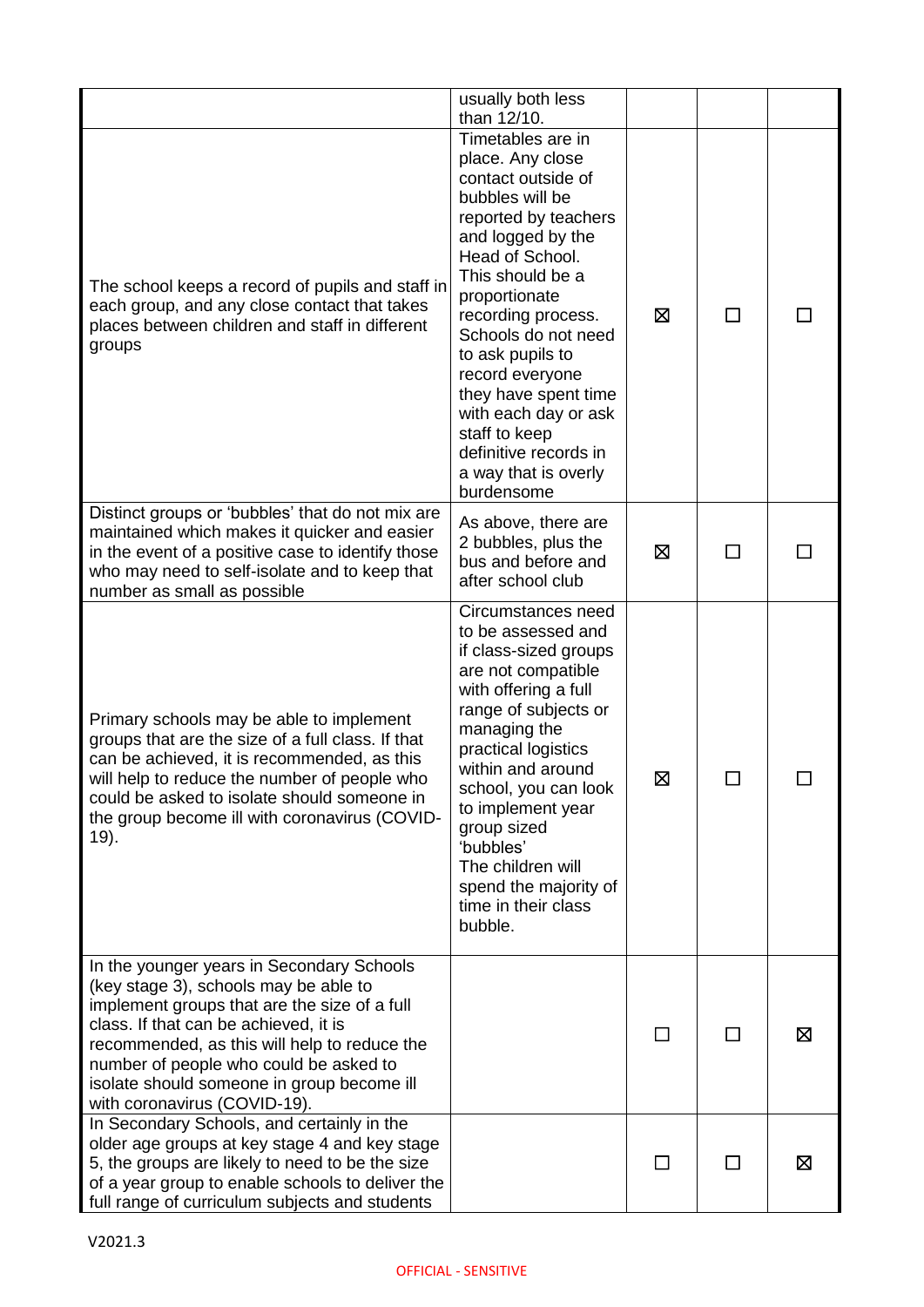| | | | | |
|---|---|---|---|---|
| | usually both less than 12/10. | | | |
| The school keeps a record of pupils and staff in each group, and any close contact that takes places between children and staff in different groups | Timetables are in place. Any close contact outside of bubbles will be reported by teachers and logged by the Head of School. This should be a proportionate recording process. Schools do not need to ask pupils to record everyone they have spent time with each day or ask staff to keep definitive records in a way that is overly burdensome | ☒ | ☐ | ☐ |
| Distinct groups or 'bubbles' that do not mix are maintained which makes it quicker and easier in the event of a positive case to identify those who may need to self-isolate and to keep that number as small as possible | As above, there are 2 bubbles, plus the bus and before and after school club | ☒ | ☐ | ☐ |
| Primary schools may be able to implement groups that are the size of a full class. If that can be achieved, it is recommended, as this will help to reduce the number of people who could be asked to isolate should someone in the group become ill with coronavirus (COVID-19). | Circumstances need to be assessed and if class-sized groups are not compatible with offering a full range of subjects or managing the practical logistics within and around school, you can look to implement year group sized 'bubbles' The children will spend the majority of time in their class bubble. | ☒ | ☐ | ☐ |
| In the younger years in Secondary Schools (key stage 3), schools may be able to implement groups that are the size of a full class. If that can be achieved, it is recommended, as this will help to reduce the number of people who could be asked to isolate should someone in group become ill with coronavirus (COVID-19). | | ☐ | ☐ | ☒ |
| In Secondary Schools, and certainly in the older age groups at key stage 4 and key stage 5, the groups are likely to need to be the size of a year group to enable schools to deliver the full range of curriculum subjects and students | | ☐ | ☐ | ☒ |

V2021.3

OFFICIAL - SENSITIVE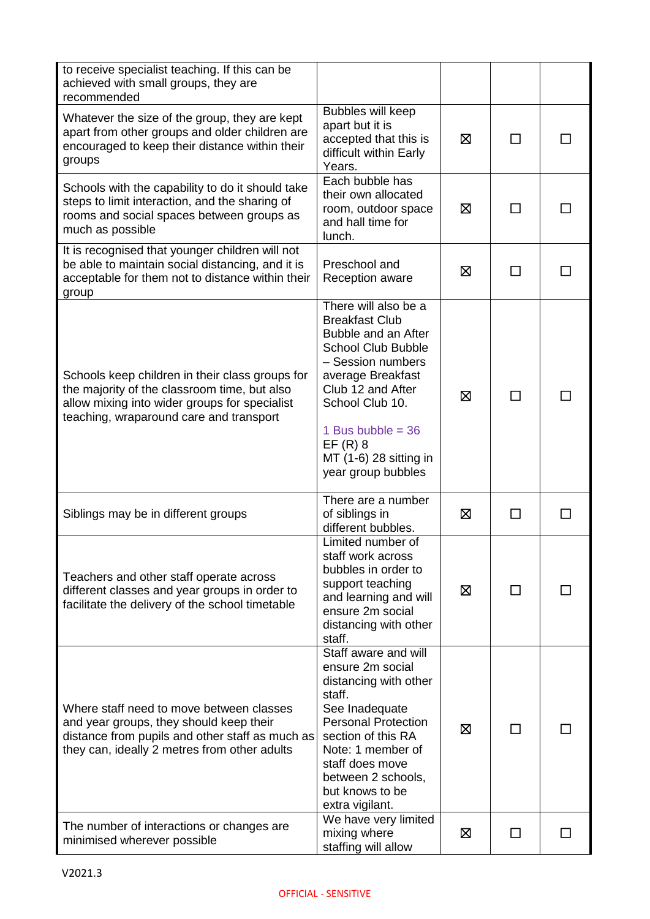| | | | | |
|---|---|---|---|---|
| to receive specialist teaching. If this can be achieved with small groups, they are recommended | | | | |
| Whatever the size of the group, they are kept apart from other groups and older children are encouraged to keep their distance within their groups | Bubbles will keep apart but it is accepted that this is difficult within Early Years. | ☒ | ☐ | ☐ |
| Schools with the capability to do it should take steps to limit interaction, and the sharing of rooms and social spaces between groups as much as possible | Each bubble has their own allocated room, outdoor space and hall time for lunch. | ☒ | ☐ | ☐ |
| It is recognised that younger children will not be able to maintain social distancing, and it is acceptable for them not to distance within their group | Preschool and Reception aware | ☒ | ☐ | ☐ |
| Schools keep children in their class groups for the majority of the classroom time, but also allow mixing into wider groups for specialist teaching, wraparound care and transport | There will also be a Breakfast Club Bubble and an After School Club Bubble – Session numbers average Breakfast Club 12 and After School Club 10.<br><br>1 Bus bubble = 36<br>EF (R) 8<br>MT (1-6) 28 sitting in year group bubbles | ☒ | ☐ | ☐ |
| Siblings may be in different groups | There are a number of siblings in different bubbles. | ☒ | ☐ | ☐ |
| Teachers and other staff operate across different classes and year groups in order to facilitate the delivery of the school timetable | Limited number of staff work across bubbles in order to support teaching and learning and will ensure 2m social distancing with other staff. | ☒ | ☐ | ☐ |
| Where staff need to move between classes and year groups, they should keep their distance from pupils and other staff as much as they can, ideally 2 metres from other adults | Staff aware and will ensure 2m social distancing with other staff.<br>See Inadequate Personal Protection section of this RA<br>Note: 1 member of staff does move between 2 schools, but knows to be extra vigilant. | ☒ | ☐ | ☐ |
| The number of interactions or changes are minimised wherever possible | We have very limited mixing where staffing will allow | ☒ | ☐ | ☐ |

V2021.3

OFFICIAL - SENSITIVE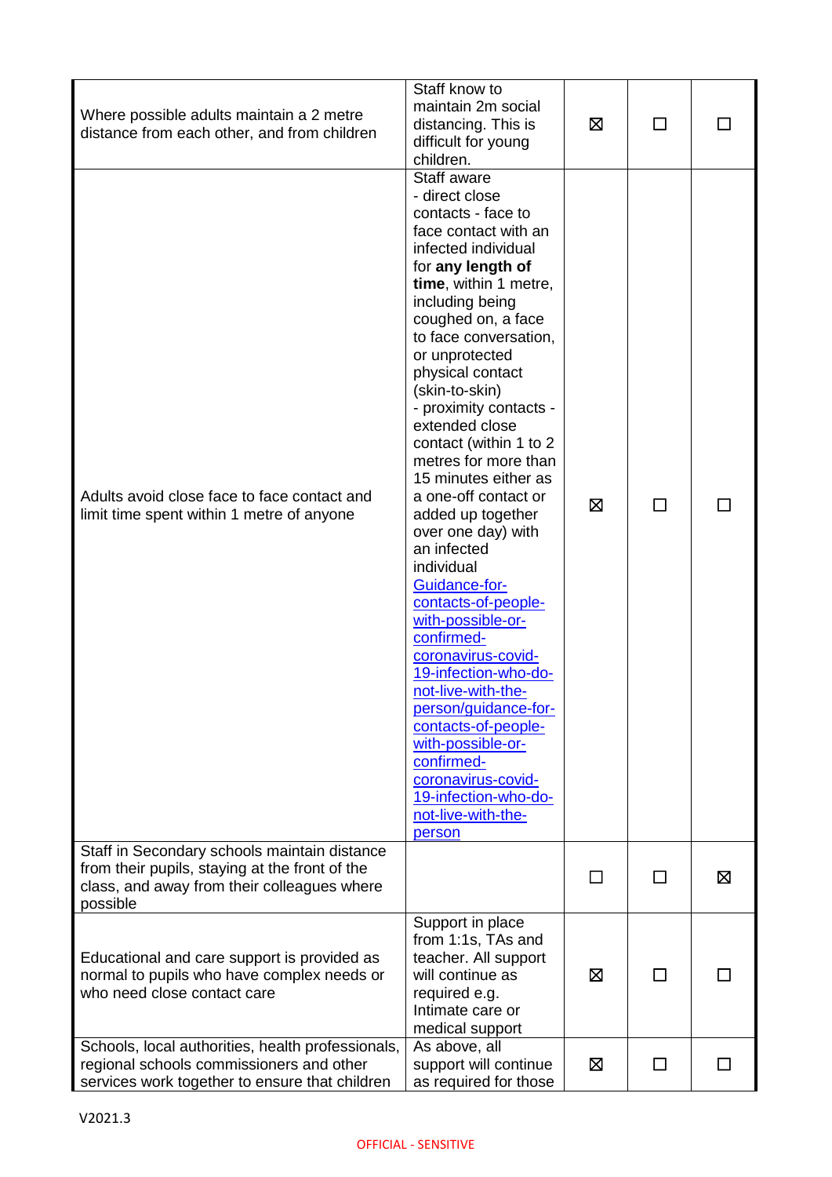| | | | | |
|---|---|---|---|---|
| Where possible adults maintain a 2 metre distance from each other, and from children | Staff know to maintain 2m social distancing. This is difficult for young children. | ☒ | ☐ | ☐ |
| Adults avoid close face to face contact and limit time spent within 1 metre of anyone | Staff aware<br>- direct close contacts - face to face contact with an infected individual for **any length of time**, within 1 metre, including being coughed on, a face to face conversation, or unprotected physical contact (skin-to-skin)<br>- proximity contacts - extended close contact (within 1 to 2 metres for more than 15 minutes either as a one-off contact or added up together over one day) with an infected individual [Guidance-for-contacts-of-people-with-possible-or-confirmed-coronavirus-covid-19-infection-who-do-not-live-with-the-person/guidance-for-contacts-of-people-with-possible-or-confirmed-coronavirus-covid-19-infection-who-do-not-live-with-the-person]() | ☒ | ☐ | ☐ |
| Staff in Secondary schools maintain distance from their pupils, staying at the front of the class, and away from their colleagues where possible | | ☐ | ☐ | ☒ |
| Educational and care support is provided as normal to pupils who have complex needs or who need close contact care | Support in place from 1:1s, TAs and teacher. All support will continue as required e.g. Intimate care or medical support | ☒ | ☐ | ☐ |
| Schools, local authorities, health professionals, regional schools commissioners and other services work together to ensure that children | As above, all support will continue as required for those | ☒ | ☐ | ☐ |

V2021.3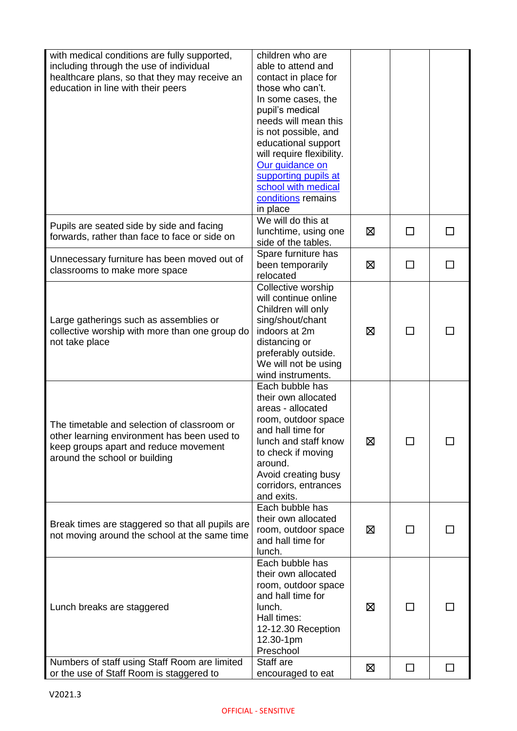| | | | | |
|---|---|---|---|---|
| with medical conditions are fully supported, including through the use of individual healthcare plans, so that they may receive an education in line with their peers | children who are able to attend and contact in place for those who can't. In some cases, the pupil's medical needs will mean this is not possible, and educational support will require flexibility. [Our guidance on supporting pupils at school with medical conditions]() remains in place | | | |
| Pupils are seated side by side and facing forwards, rather than face to face or side on | We will do this at lunchtime, using one side of the tables. | ☒ | ☐ | ☐ |
| Unnecessary furniture has been moved out of classrooms to make more space | Spare furniture has been temporarily relocated | ☒ | ☐ | ☐ |
| Large gatherings such as assemblies or collective worship with more than one group do not take place | Collective worship will continue online Children will only sing/shout/chant indoors at 2m distancing or preferably outside. We will not be using wind instruments. | ☒ | ☐ | ☐ |
| The timetable and selection of classroom or other learning environment has been used to keep groups apart and reduce movement around the school or building | Each bubble has their own allocated areas - allocated room, outdoor space and hall time for lunch and staff know to check if moving around. Avoid creating busy corridors, entrances and exits. | ☒ | ☐ | ☐ |
| Break times are staggered so that all pupils are not moving around the school at the same time | Each bubble has their own allocated room, outdoor space and hall time for lunch. | ☒ | ☐ | ☐ |
| Lunch breaks are staggered | Each bubble has their own allocated room, outdoor space and hall time for lunch. Hall times: 12-12.30 Reception 12.30-1pm Preschool | ☒ | ☐ | ☐ |
| Numbers of staff using Staff Room are limited or the use of Staff Room is staggered to | Staff are encouraged to eat | ☒ | ☐ | ☐ |

V2021.3

OFFICIAL - SENSITIVE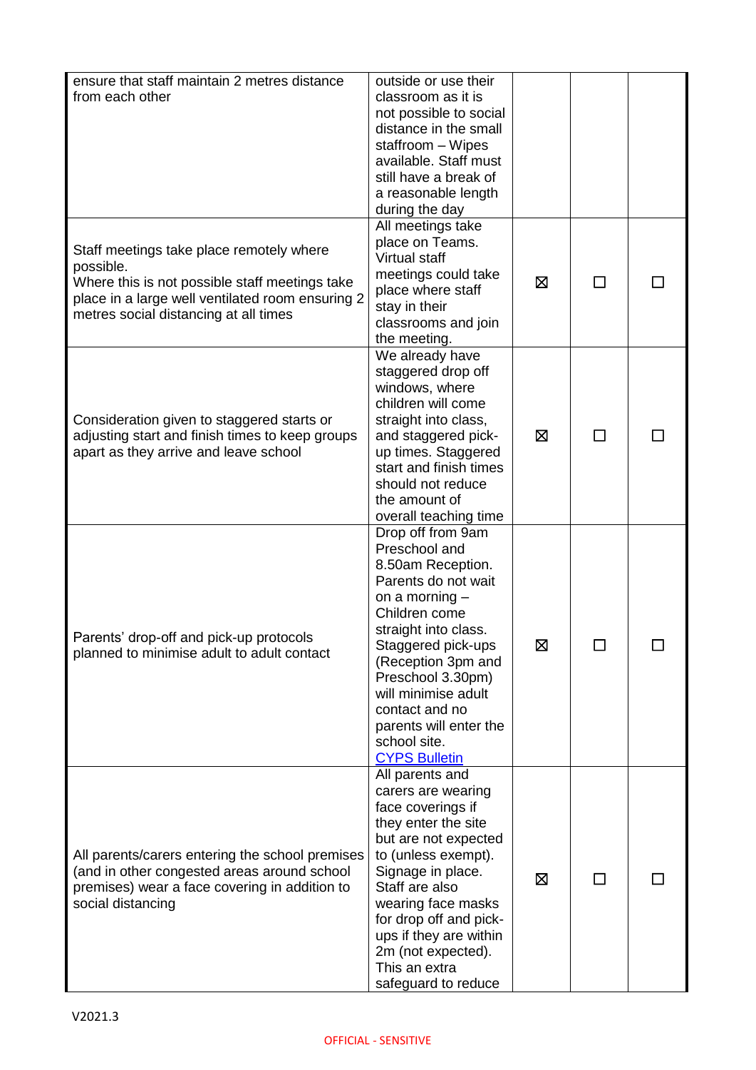| | | | | |
|---|---|---|---|---|
| ensure that staff maintain 2 metres distance from each other | outside or use their classroom as it is not possible to social distance in the small staffroom – Wipes available. Staff must still have a break of a reasonable length during the day | | | |
| Staff meetings take place remotely where possible.<br>Where this is not possible staff meetings take place in a large well ventilated room ensuring 2 metres social distancing at all times | All meetings take place on Teams. Virtual staff meetings could take place where staff stay in their classrooms and join the meeting. | ☒ | ☐ | ☐ |
| Consideration given to staggered starts or adjusting start and finish times to keep groups apart as they arrive and leave school | We already have staggered drop off windows, where children will come straight into class, and staggered pick-up times. Staggered start and finish times should not reduce the amount of overall teaching time | ☒ | ☐ | ☐ |
| Parents' drop-off and pick-up protocols planned to minimise adult to adult contact | Drop off from 9am Preschool and 8.50am Reception. Parents do not wait on a morning – Children come straight into class. Staggered pick-ups (Reception 3pm and Preschool 3.30pm) will minimise adult contact and no parents will enter the school site.<br>[CYPS Bulletin](#) | ☒ | ☐ | ☐ |
| All parents/carers entering the school premises (and in other congested areas around school premises) wear a face covering in addition to social distancing | All parents and carers are wearing face coverings if they enter the site but are not expected to (unless exempt). Signage in place. Staff are also wearing face masks for drop off and pick-ups if they are within 2m (not expected). This an extra safeguard to reduce | ☒ | ☐ | ☐ |

V2021.3

OFFICIAL - SENSITIVE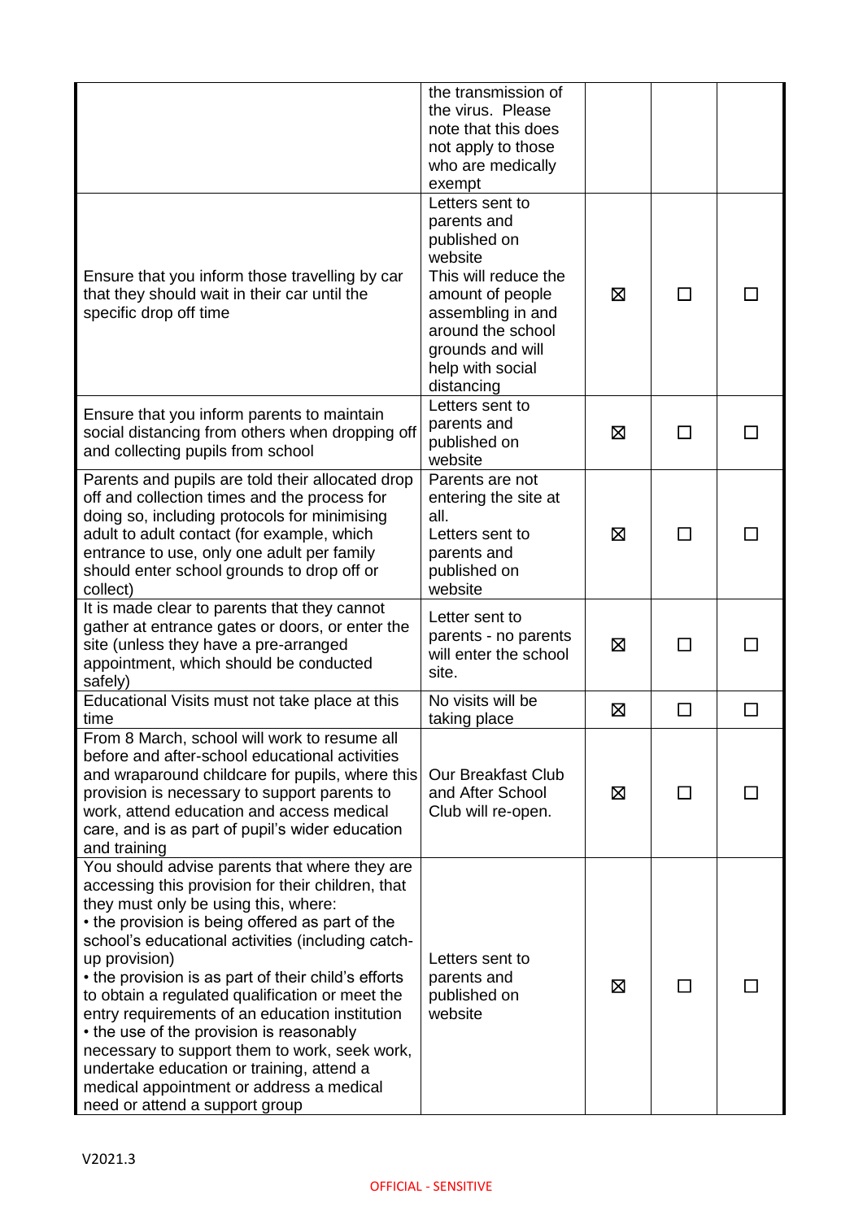| | | | | |
|---|---|---|---|---|
| | the transmission of the virus. Please note that this does not apply to those who are medically exempt | | | |
| Ensure that you inform those travelling by car that they should wait in their car until the specific drop off time | Letters sent to parents and published on website This will reduce the amount of people assembling in and around the school grounds and will help with social distancing | ☒ | ☐ | ☐ |
| Ensure that you inform parents to maintain social distancing from others when dropping off and collecting pupils from school | Letters sent to parents and published on website | ☒ | ☐ | ☐ |
| Parents and pupils are told their allocated drop off and collection times and the process for doing so, including protocols for minimising adult to adult contact (for example, which entrance to use, only one adult per family should enter school grounds to drop off or collect) | Parents are not entering the site at all. Letters sent to parents and published on website | ☒ | ☐ | ☐ |
| It is made clear to parents that they cannot gather at entrance gates or doors, or enter the site (unless they have a pre-arranged appointment, which should be conducted safely) | Letter sent to parents - no parents will enter the school site. | ☒ | ☐ | ☐ |
| Educational Visits must not take place at this time | No visits will be taking place | ☒ | ☐ | ☐ |
| From 8 March, school will work to resume all before and after-school educational activities and wraparound childcare for pupils, where this provision is necessary to support parents to work, attend education and access medical care, and is as part of pupil's wider education and training | Our Breakfast Club and After School Club will re-open. | ☒ | ☐ | ☐ |
| You should advise parents that where they are accessing this provision for their children, that they must only be using this, where:<br>• the provision is being offered as part of the school's educational activities (including catch-up provision)<br>• the provision is as part of their child's efforts to obtain a regulated qualification or meet the entry requirements of an education institution<br>• the use of the provision is reasonably necessary to support them to work, seek work, undertake education or training, attend a medical appointment or address a medical need or attend a support group | Letters sent to parents and published on website | ☒ | ☐ | ☐ |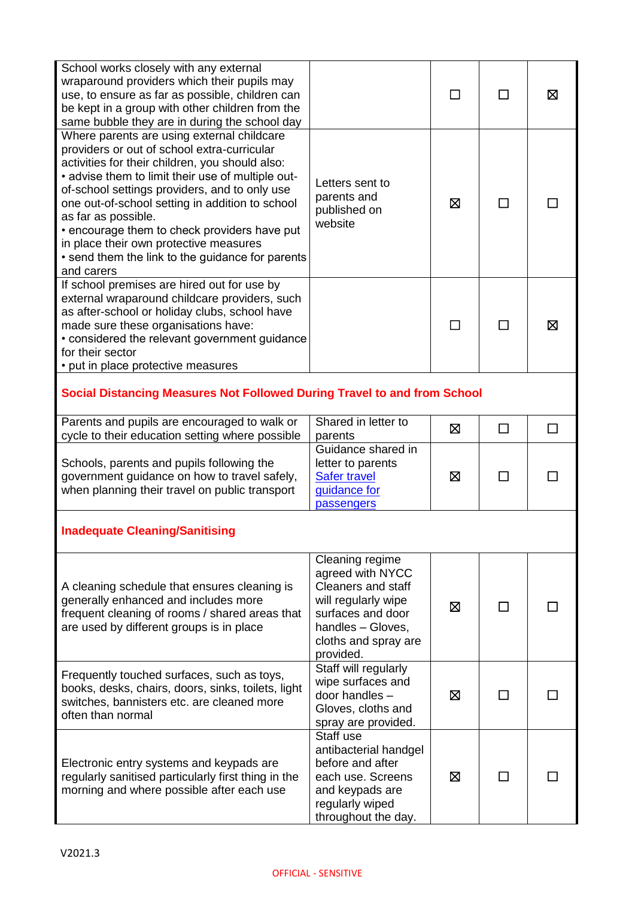| | | | | |
|---|---|---|---|---|
| School works closely with any external wraparound providers which their pupils may use, to ensure as far as possible, children can be kept in a group with other children from the same bubble they are in during the school day | | ☐ | ☐ | ☒ |
| Where parents are using external childcare providers or out of school extra-curricular activities for their children, you should also:<br>• advise them to limit their use of multiple out-of-school settings providers, and to only use one out-of-school setting in addition to school as far as possible.<br>• encourage them to check providers have put in place their own protective measures<br>• send them the link to the guidance for parents and carers | Letters sent to parents and published on website | ☒ | ☐ | ☐ |
| If school premises are hired out for use by external wraparound childcare providers, such as after-school or holiday clubs, school have made sure these organisations have:<br>• considered the relevant government guidance for their sector<br>• put in place protective measures | | ☐ | ☐ | ☒ |
| **Social Distancing Measures Not Followed During Travel to and from School** | | | | |
| Parents and pupils are encouraged to walk or cycle to their education setting where possible | Shared in letter to parents | ☒ | ☐ | ☐ |
| Schools, parents and pupils following the government guidance on how to travel safely, when planning their travel on public transport | Guidance shared in letter to parents [Safer travel guidance for passengers]() | ☒ | ☐ | ☐ |
| **Inadequate Cleaning/Sanitising** | | | | |
| A cleaning schedule that ensures cleaning is generally enhanced and includes more frequent cleaning of rooms / shared areas that are used by different groups is in place | Cleaning regime agreed with NYCC Cleaners and staff will regularly wipe surfaces and door handles – Gloves, cloths and spray are provided. | ☒ | ☐ | ☐ |
| Frequently touched surfaces, such as toys, books, desks, chairs, doors, sinks, toilets, light switches, bannisters etc. are cleaned more often than normal | Staff will regularly wipe surfaces and door handles – Gloves, cloths and spray are provided. | ☒ | ☐ | ☐ |
| Electronic entry systems and keypads are regularly sanitised particularly first thing in the morning and where possible after each use | Staff use antibacterial handgel before and after each use. Screens and keypads are regularly wiped throughout the day. | ☒ | ☐ | ☐ |

V2021.3

OFFICIAL - SENSITIVE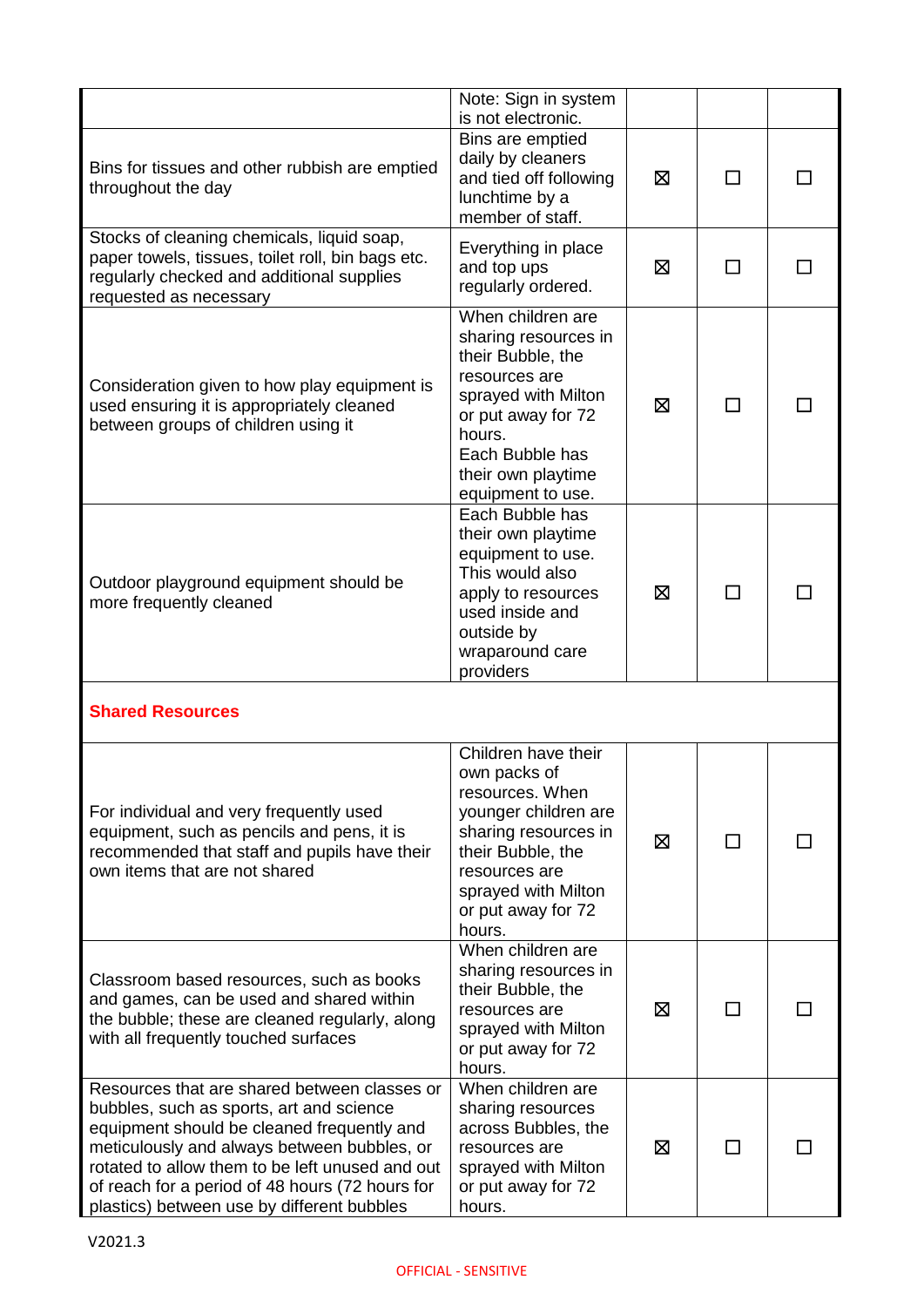| | | | | |
|---|---|---|---|---|
| | Note: Sign in system is not electronic. | | | |
| Bins for tissues and other rubbish are emptied throughout the day | Bins are emptied daily by cleaners and tied off following lunchtime by a member of staff. | ☒ | ☐ | ☐ |
| Stocks of cleaning chemicals, liquid soap, paper towels, tissues, toilet roll, bin bags etc. regularly checked and additional supplies requested as necessary | Everything in place and top ups regularly ordered. | ☒ | ☐ | ☐ |
| Consideration given to how play equipment is used ensuring it is appropriately cleaned between groups of children using it | When children are sharing resources in their Bubble, the resources are sprayed with Milton or put away for 72 hours. Each Bubble has their own playtime equipment to use. | ☒ | ☐ | ☐ |
| Outdoor playground equipment should be more frequently cleaned | Each Bubble has their own playtime equipment to use. This would also apply to resources used inside and outside by wraparound care providers | ☒ | ☐ | ☐ |
| **Shared Resources** | | | | |
| For individual and very frequently used equipment, such as pencils and pens, it is recommended that staff and pupils have their own items that are not shared | Children have their own packs of resources. When younger children are sharing resources in their Bubble, the resources are sprayed with Milton or put away for 72 hours. | ☒ | ☐ | ☐ |
| Classroom based resources, such as books and games, can be used and shared within the bubble; these are cleaned regularly, along with all frequently touched surfaces | When children are sharing resources in their Bubble, the resources are sprayed with Milton or put away for 72 hours. | ☒ | ☐ | ☐ |
| Resources that are shared between classes or bubbles, such as sports, art and science equipment should be cleaned frequently and meticulously and always between bubbles, or rotated to allow them to be left unused and out of reach for a period of 48 hours (72 hours for plastics) between use by different bubbles | When children are sharing resources across Bubbles, the resources are sprayed with Milton or put away for 72 hours. | ☒ | ☐ | ☐ |

V2021.3

OFFICIAL - SENSITIVE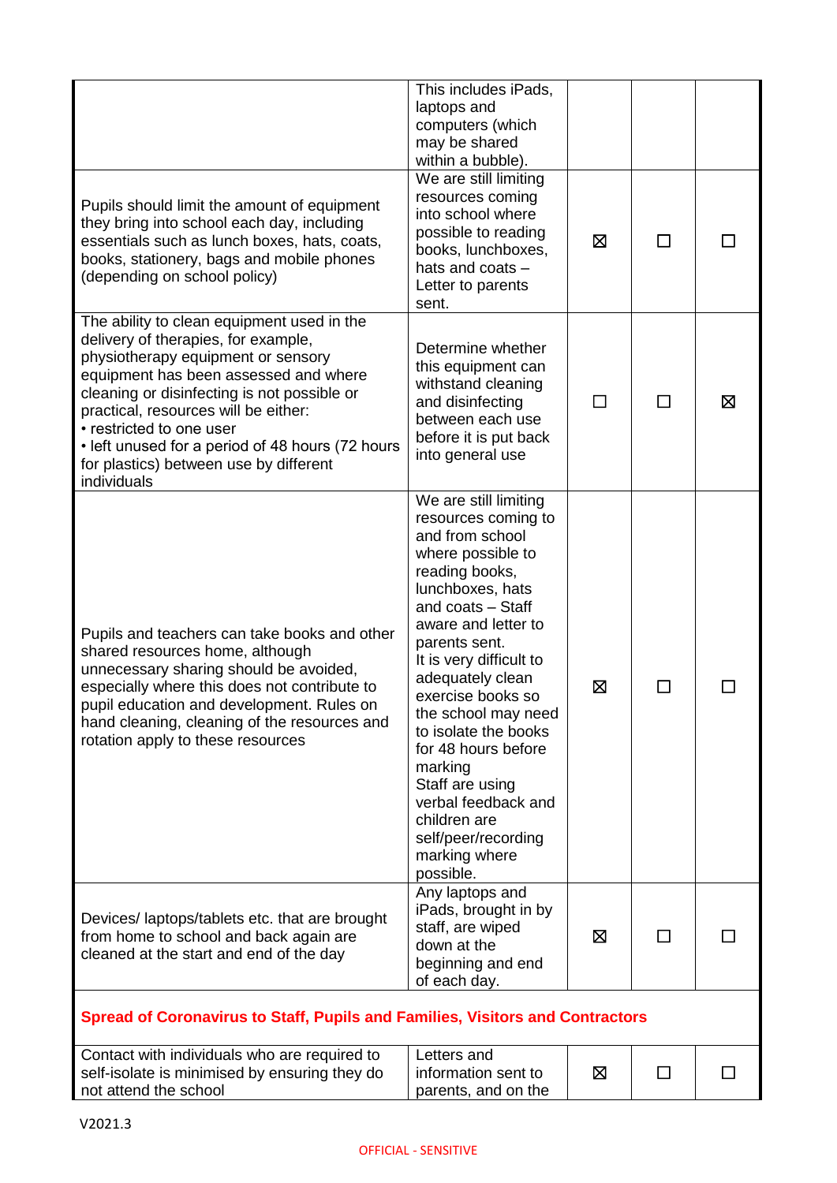| | | | | |
|---|---|---|---|---|
| | This includes iPads, laptops and computers (which may be shared within a bubble). | | | |
| Pupils should limit the amount of equipment they bring into school each day, including essentials such as lunch boxes, hats, coats, books, stationery, bags and mobile phones (depending on school policy) | We are still limiting resources coming into school where possible to reading books, lunchboxes, hats and coats – Letter to parents sent. | ☒ | ☐ | ☐ |
| The ability to clean equipment used in the delivery of therapies, for example, physiotherapy equipment or sensory equipment has been assessed and where cleaning or disinfecting is not possible or practical, resources will be either:<br>• restricted to one user<br>• left unused for a period of 48 hours (72 hours for plastics) between use by different individuals | Determine whether this equipment can withstand cleaning and disinfecting between each use before it is put back into general use | ☐ | ☐ | ☒ |
| Pupils and teachers can take books and other shared resources home, although unnecessary sharing should be avoided, especially where this does not contribute to pupil education and development. Rules on hand cleaning, cleaning of the resources and rotation apply to these resources | We are still limiting resources coming to and from school where possible to reading books, lunchboxes, hats and coats – Staff aware and letter to parents sent.<br>It is very difficult to adequately clean exercise books so the school may need to isolate the books for 48 hours before marking<br>Staff are using verbal feedback and children are self/peer/recording marking where possible. | ☒ | ☐ | ☐ |
| Devices/ laptops/tablets etc. that are brought from home to school and back again are cleaned at the start and end of the day | Any laptops and iPads, brought in by staff, are wiped down at the beginning and end of each day. | ☒ | ☐ | ☐ |
| **Spread of Coronavirus to Staff, Pupils and Families, Visitors and Contractors** | | | | |
| Contact with individuals who are required to self-isolate is minimised by ensuring they do not attend the school | Letters and information sent to parents, and on the | ☒ | ☐ | ☐ |

V2021.3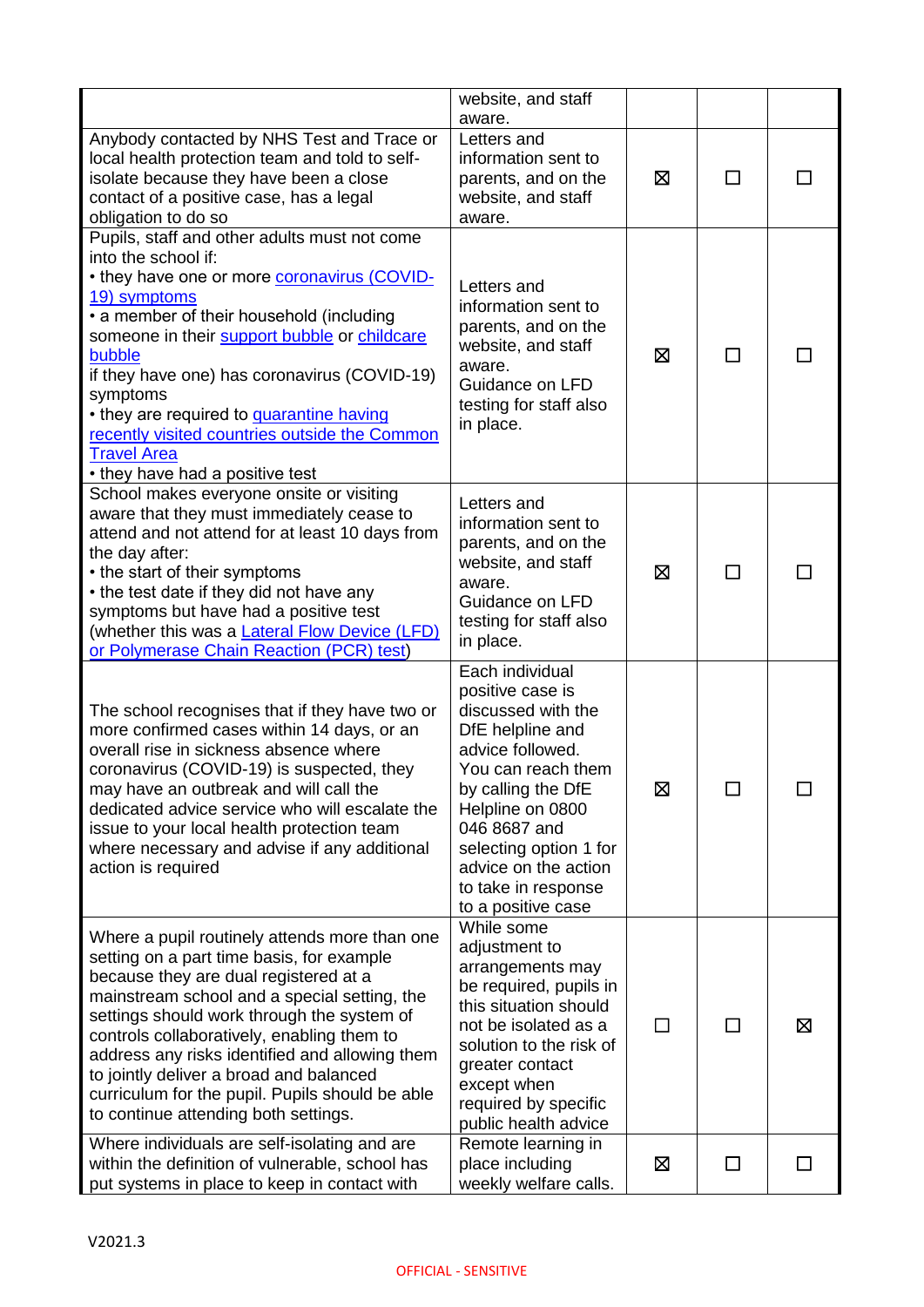| | | | | |
|---|---|---|---|---|
| | website, and staff aware. | | | |
| Anybody contacted by NHS Test and Trace or local health protection team and told to self-isolate because they have been a close contact of a positive case, has a legal obligation to do so | Letters and information sent to parents, and on the website, and staff aware. | ☒ | ☐ | ☐ |
| Pupils, staff and other adults must not come into the school if:<br>• they have one or more coronavirus (COVID-19) symptoms<br>• a member of their household (including someone in their support bubble or childcare bubble if they have one) has coronavirus (COVID-19) symptoms<br>• they are required to quarantine having recently visited countries outside the Common Travel Area<br>• they have had a positive test | Letters and information sent to parents, and on the website, and staff aware.<br>Guidance on LFD testing for staff also in place. | ☒ | ☐ | ☐ |
| School makes everyone onsite or visiting aware that they must immediately cease to attend and not attend for at least 10 days from the day after:<br>• the start of their symptoms<br>• the test date if they did not have any symptoms but have had a positive test (whether this was a Lateral Flow Device (LFD) or Polymerase Chain Reaction (PCR) test) | Letters and information sent to parents, and on the website, and staff aware.<br>Guidance on LFD testing for staff also in place. | ☒ | ☐ | ☐ |
| The school recognises that if they have two or more confirmed cases within 14 days, or an overall rise in sickness absence where coronavirus (COVID-19) is suspected, they may have an outbreak and will call the dedicated advice service who will escalate the issue to your local health protection team where necessary and advise if any additional action is required | Each individual positive case is discussed with the DfE helpline and advice followed. You can reach them by calling the DfE Helpline on 0800 046 8687 and selecting option 1 for advice on the action to take in response to a positive case | ☒ | ☐ | ☐ |
| Where a pupil routinely attends more than one setting on a part time basis, for example because they are dual registered at a mainstream school and a special setting, the settings should work through the system of controls collaboratively, enabling them to address any risks identified and allowing them to jointly deliver a broad and balanced curriculum for the pupil. Pupils should be able to continue attending both settings. | While some adjustment to arrangements may be required, pupils in this situation should not be isolated as a solution to the risk of greater contact except when required by specific public health advice | ☐ | ☐ | ☒ |
| Where individuals are self-isolating and are within the definition of vulnerable, school has put systems in place to keep in contact with | Remote learning in place including weekly welfare calls. | ☒ | ☐ | ☐ |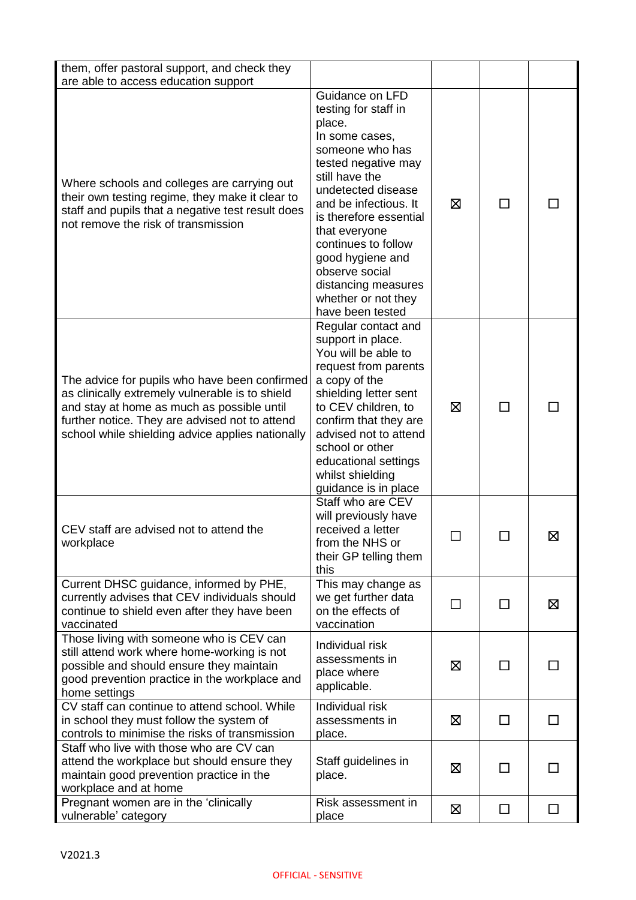| | | | | |
|---|---|---|---|---|
| them, offer pastoral support, and check they are able to access education support | | | | |
| Where schools and colleges are carrying out their own testing regime, they make it clear to staff and pupils that a negative test result does not remove the risk of transmission | Guidance on LFD testing for staff in place. In some cases, someone who has tested negative may still have the undetected disease and be infectious. It is therefore essential that everyone continues to follow good hygiene and observe social distancing measures whether or not they have been tested | ☒ | ☐ | ☐ |
| The advice for pupils who have been confirmed as clinically extremely vulnerable is to shield and stay at home as much as possible until further notice. They are advised not to attend school while shielding advice applies nationally | Regular contact and support in place. You will be able to request from parents a copy of the shielding letter sent to CEV children, to confirm that they are advised not to attend school or other educational settings whilst shielding guidance is in place | ☒ | ☐ | ☐ |
| CEV staff are advised not to attend the workplace | Staff who are CEV will previously have received a letter from the NHS or their GP telling them this | ☐ | ☐ | ☒ |
| Current DHSC guidance, informed by PHE, currently advises that CEV individuals should continue to shield even after they have been vaccinated | This may change as we get further data on the effects of vaccination | ☐ | ☐ | ☒ |
| Those living with someone who is CEV can still attend work where home-working is not possible and should ensure they maintain good prevention practice in the workplace and home settings | Individual risk assessments in place where applicable. | ☒ | ☐ | ☐ |
| CV staff can continue to attend school. While in school they must follow the system of controls to minimise the risks of transmission | Individual risk assessments in place. | ☒ | ☐ | ☐ |
| Staff who live with those who are CV can attend the workplace but should ensure they maintain good prevention practice in the workplace and at home | Staff guidelines in place. | ☒ | ☐ | ☐ |
| Pregnant women are in the 'clinically vulnerable' category | Risk assessment in place | ☒ | ☐ | ☐ |

V2021.3

OFFICIAL - SENSITIVE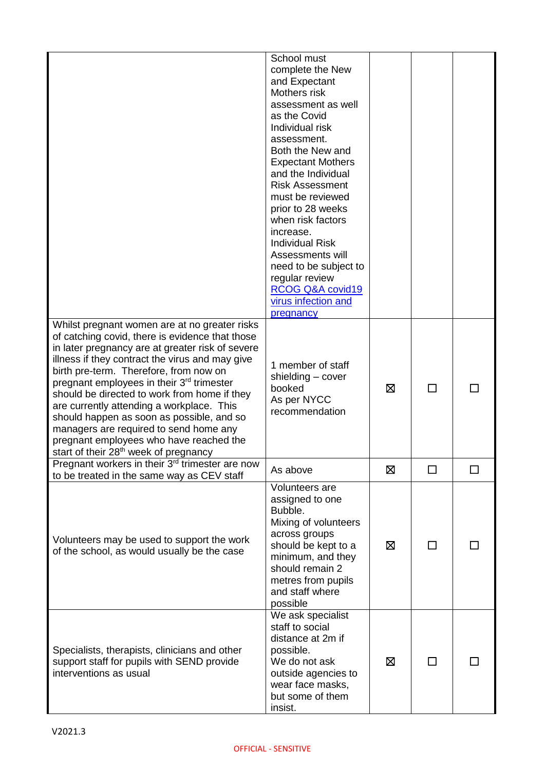| | | | | |
|---|---|---|---|---|
| | School must complete the New and Expectant Mothers risk assessment as well as the Covid Individual risk assessment. Both the New and Expectant Mothers and the Individual Risk Assessment must be reviewed prior to 28 weeks when risk factors increase. Individual Risk Assessments will need to be subject to regular review [RCOG Q&A covid19 virus infection and pregnancy](#) | | | |
| Whilst pregnant women are at no greater risks of catching covid, there is evidence that those in later pregnancy are at greater risk of severe illness if they contract the virus and may give birth pre-term. Therefore, from now on pregnant employees in their 3rd trimester should be directed to work from home if they are currently attending a workplace. This should happen as soon as possible, and so managers are required to send home any pregnant employees who have reached the start of their 28th week of pregnancy | 1 member of staff shielding – cover booked As per NYCC recommendation | ☒ | ☐ | ☐ |
| Pregnant workers in their 3rd trimester are now to be treated in the same way as CEV staff | As above | ☒ | ☐ | ☐ |
| Volunteers may be used to support the work of the school, as would usually be the case | Volunteers are assigned to one Bubble. Mixing of volunteers across groups should be kept to a minimum, and they should remain 2 metres from pupils and staff where possible | ☒ | ☐ | ☐ |
| Specialists, therapists, clinicians and other support staff for pupils with SEND provide interventions as usual | We ask specialist staff to social distance at 2m if possible. We do not ask outside agencies to wear face masks, but some of them insist. | ☒ | ☐ | ☐ |

V2021.3

OFFICIAL - SENSITIVE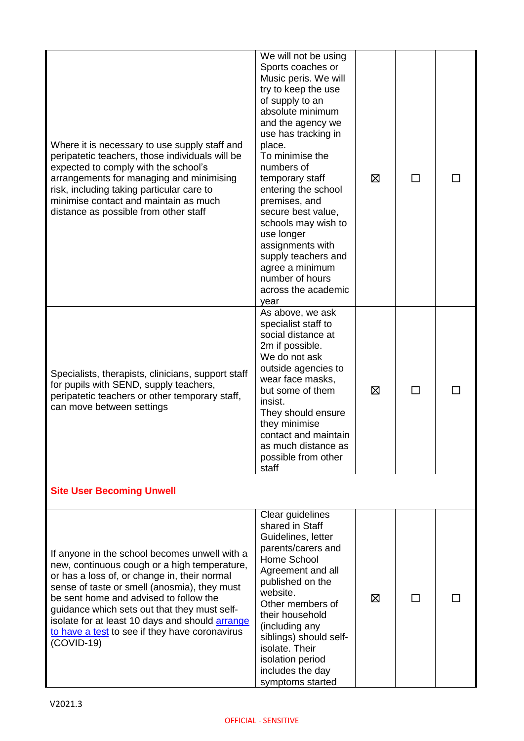| | | | | |
|---|---|---|---|---|
| Where it is necessary to use supply staff and peripatetic teachers, those individuals will be expected to comply with the school's arrangements for managing and minimising risk, including taking particular care to minimise contact and maintain as much distance as possible from other staff | We will not be using Sports coaches or Music peris. We will try to keep the use of supply to an absolute minimum and the agency we use has tracking in place. To minimise the numbers of temporary staff entering the school premises, and secure best value, schools may wish to use longer assignments with supply teachers and agree a minimum number of hours across the academic year | ☒ | ☐ | ☐ |
| Specialists, therapists, clinicians, support staff for pupils with SEND, supply teachers, peripatetic teachers or other temporary staff, can move between settings | As above, we ask specialist staff to social distance at 2m if possible. We do not ask outside agencies to wear face masks, but some of them insist. They should ensure they minimise contact and maintain as much distance as possible from other staff | ☒ | ☐ | ☐ |
| **Site User Becoming Unwell** | | | | |
| If anyone in the school becomes unwell with a new, continuous cough or a high temperature, or has a loss of, or change in, their normal sense of taste or smell (anosmia), they must be sent home and advised to follow the guidance which sets out that they must self-isolate for at least 10 days and should arrange to have a test to see if they have coronavirus (COVID-19) | Clear guidelines shared in Staff Guidelines, letter parents/carers and Home School Agreement and all published on the website. Other members of their household (including any siblings) should self-isolate. Their isolation period includes the day symptoms started | ☒ | ☐ | ☐ |

V2021.3

OFFICIAL - SENSITIVE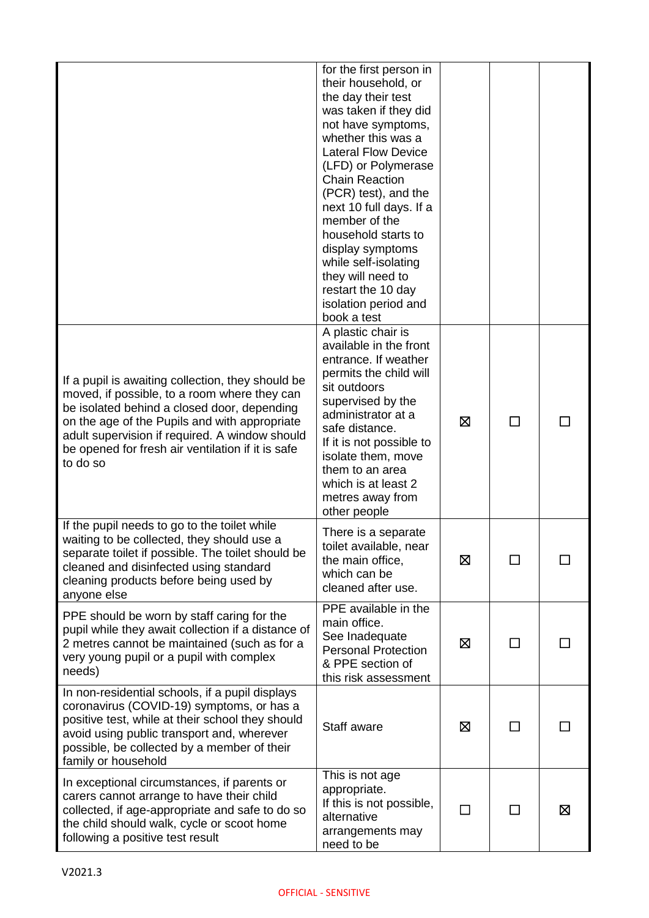| | | | | |
|---|---|---|---|---|
| | for the first person in their household, or the day their test was taken if they did not have symptoms, whether this was a Lateral Flow Device (LFD) or Polymerase Chain Reaction (PCR) test), and the next 10 full days. If a member of the household starts to display symptoms while self-isolating they will need to restart the 10 day isolation period and book a test | | | |
| If a pupil is awaiting collection, they should be moved, if possible, to a room where they can be isolated behind a closed door, depending on the age of the Pupils and with appropriate adult supervision if required. A window should be opened for fresh air ventilation if it is safe to do so | A plastic chair is available in the front entrance. If weather permits the child will sit outdoors supervised by the administrator at a safe distance.<br>If it is not possible to isolate them, move them to an area which is at least 2 metres away from other people | ☒ | ☐ | ☐ |
| If the pupil needs to go to the toilet while waiting to be collected, they should use a separate toilet if possible. The toilet should be cleaned and disinfected using standard cleaning products before being used by anyone else | There is a separate toilet available, near the main office, which can be cleaned after use. | ☒ | ☐ | ☐ |
| PPE should be worn by staff caring for the pupil while they await collection if a distance of 2 metres cannot be maintained (such as for a very young pupil or a pupil with complex needs) | PPE available in the main office.<br>See Inadequate Personal Protection & PPE section of this risk assessment | ☒ | ☐ | ☐ |
| In non-residential schools, if a pupil displays coronavirus (COVID-19) symptoms, or has a positive test, while at their school they should avoid using public transport and, wherever possible, be collected by a member of their family or household | Staff aware | ☒ | ☐ | ☐ |
| In exceptional circumstances, if parents or carers cannot arrange to have their child collected, if age-appropriate and safe to do so the child should walk, cycle or scoot home following a positive test result | This is not age appropriate.<br>If this is not possible, alternative arrangements may need to be | ☐ | ☐ | ☒ |

V2021.3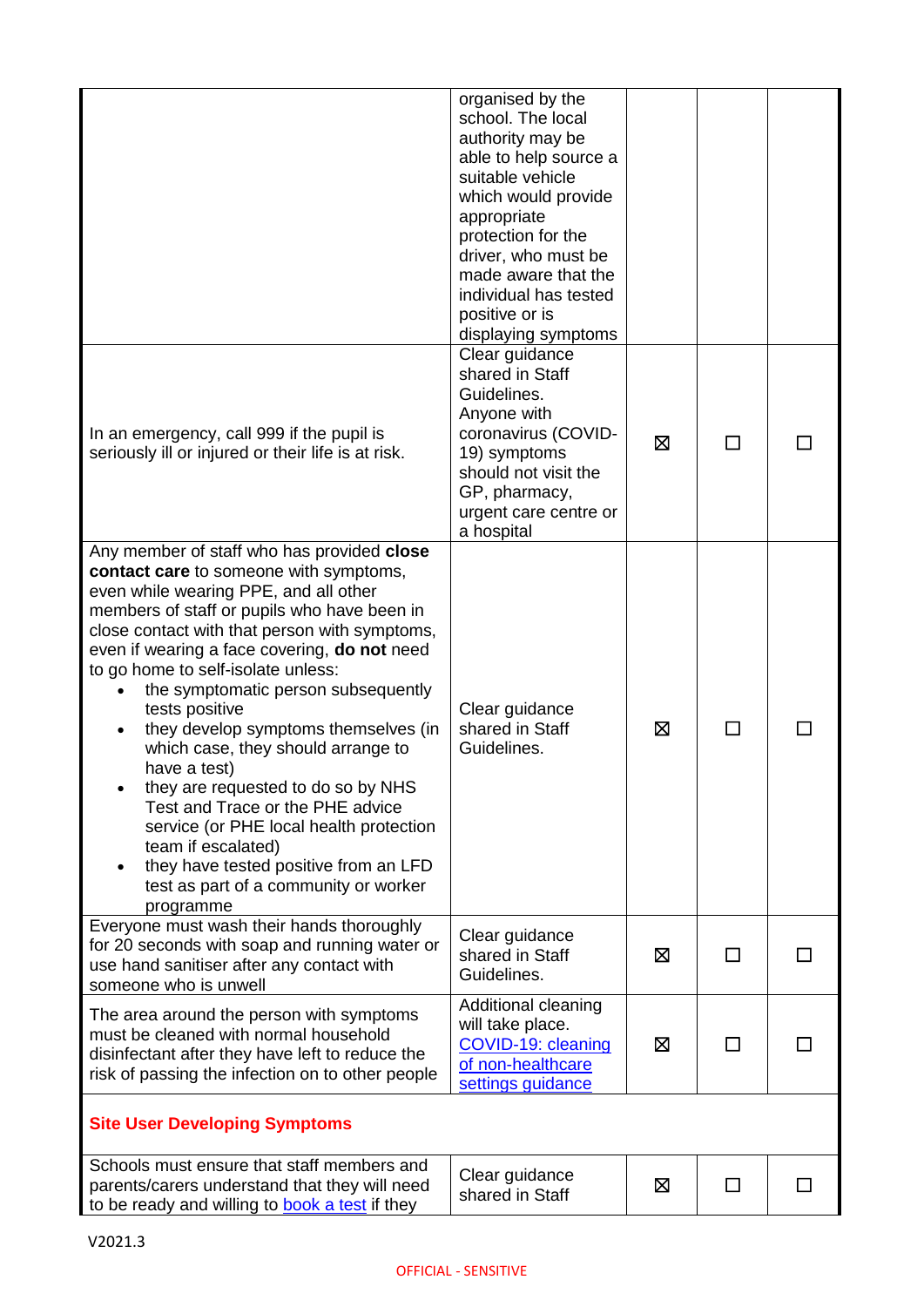| | | | | |
|---|---|---|---|---|
| | organised by the school. The local authority may be able to help source a suitable vehicle which would provide appropriate protection for the driver, who must be made aware that the individual has tested positive or is displaying symptoms | | | |
| In an emergency, call 999 if the pupil is seriously ill or injured or their life is at risk. | Clear guidance shared in Staff Guidelines. Anyone with coronavirus (COVID-19) symptoms should not visit the GP, pharmacy, urgent care centre or a hospital | ☒ | ☐ | ☐ |
| Any member of staff who has provided **close contact care** to someone with symptoms, even while wearing PPE, and all other members of staff or pupils who have been in close contact with that person with symptoms, even if wearing a face covering, **do not** need to go home to self-isolate unless:<br>• the symptomatic person subsequently tests positive<br>• they develop symptoms themselves (in which case, they should arrange to have a test)<br>• they are requested to do so by NHS Test and Trace or the PHE advice service (or PHE local health protection team if escalated)<br>• they have tested positive from an LFD test as part of a community or worker programme | Clear guidance shared in Staff Guidelines. | ☒ | ☐ | ☐ |
| Everyone must wash their hands thoroughly for 20 seconds with soap and running water or use hand sanitiser after any contact with someone who is unwell | Clear guidance shared in Staff Guidelines. | ☒ | ☐ | ☐ |
| The area around the person with symptoms must be cleaned with normal household disinfectant after they have left to reduce the risk of passing the infection on to other people | Additional cleaning will take place. [COVID-19: cleaning of non-healthcare settings guidance]() | ☒ | ☐ | ☐ |
| **Site User Developing Symptoms** | | | | |
| Schools must ensure that staff members and parents/carers understand that they will need to be ready and willing to [book a test]() if they | Clear guidance shared in Staff | ☒ | ☐ | ☐ |

V2021.3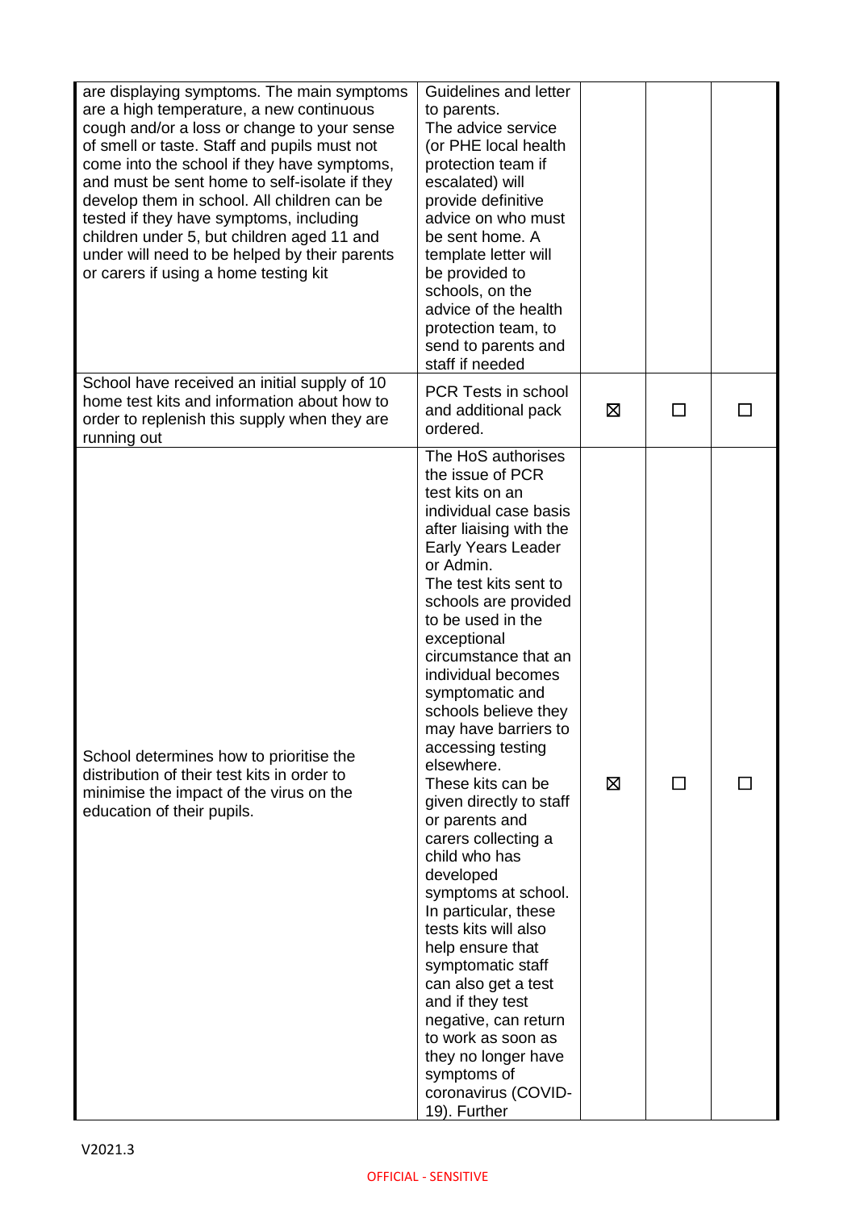| | | | | |
|---|---|---|---|---|
| are displaying symptoms. The main symptoms are a high temperature, a new continuous cough and/or a loss or change to your sense of smell or taste. Staff and pupils must not come into the school if they have symptoms, and must be sent home to self-isolate if they develop them in school. All children can be tested if they have symptoms, including children under 5, but children aged 11 and under will need to be helped by their parents or carers if using a home testing kit | Guidelines and letter to parents. The advice service (or PHE local health protection team if escalated) will provide definitive advice on who must be sent home. A template letter will be provided to schools, on the advice of the health protection team, to send to parents and staff if needed | | | |
| School have received an initial supply of 10 home test kits and information about how to order to replenish this supply when they are running out | PCR Tests in school and additional pack ordered. | ☒ | ☐ | ☐ |
| School determines how to prioritise the distribution of their test kits in order to minimise the impact of the virus on the education of their pupils. | The HoS authorises the issue of PCR test kits on an individual case basis after liaising with the Early Years Leader or Admin. The test kits sent to schools are provided to be used in the exceptional circumstance that an individual becomes symptomatic and schools believe they may have barriers to accessing testing elsewhere. These kits can be given directly to staff or parents and carers collecting a child who has developed symptoms at school. In particular, these tests kits will also help ensure that symptomatic staff can also get a test and if they test negative, can return to work as soon as they no longer have symptoms of coronavirus (COVID-19). Further | ☒ | ☐ | ☐ |

V2021.3

OFFICIAL - SENSITIVE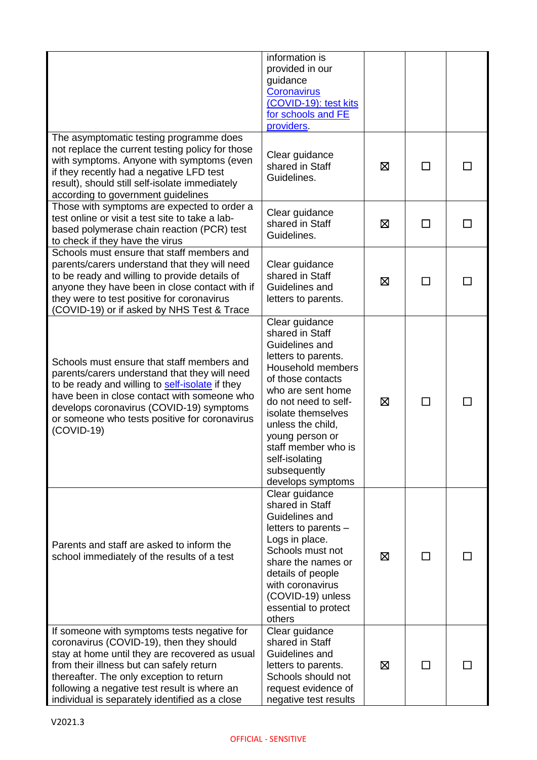| | | | | |
|---|---|---|---|---|
| | information is provided in our guidance [Coronavirus (COVID-19): test kits for schools and FE providers](). | | | |
| The asymptomatic testing programme does not replace the current testing policy for those with symptoms. Anyone with symptoms (even if they recently had a negative LFD test result), should still self-isolate immediately according to government guidelines | Clear guidance shared in Staff Guidelines. | ☒ | ☐ | ☐ |
| Those with symptoms are expected to order a test online or visit a test site to take a lab-based polymerase chain reaction (PCR) test to check if they have the virus | Clear guidance shared in Staff Guidelines. | ☒ | ☐ | ☐ |
| Schools must ensure that staff members and parents/carers understand that they will need to be ready and willing to provide details of anyone they have been in close contact with if they were to test positive for coronavirus (COVID-19) or if asked by NHS Test & Trace | Clear guidance shared in Staff Guidelines and letters to parents. | ☒ | ☐ | ☐ |
| Schools must ensure that staff members and parents/carers understand that they will need to be ready and willing to [self-isolate]() if they have been in close contact with someone who develops coronavirus (COVID-19) symptoms or someone who tests positive for coronavirus (COVID-19) | Clear guidance shared in Staff Guidelines and letters to parents. Household members of those contacts who are sent home do not need to self-isolate themselves unless the child, young person or staff member who is self-isolating subsequently develops symptoms | ☒ | ☐ | ☐ |
| Parents and staff are asked to inform the school immediately of the results of a test | Clear guidance shared in Staff Guidelines and letters to parents – Logs in place. Schools must not share the names or details of people with coronavirus (COVID-19) unless essential to protect others | ☒ | ☐ | ☐ |
| If someone with symptoms tests negative for coronavirus (COVID-19), then they should stay at home until they are recovered as usual from their illness but can safely return thereafter. The only exception to return following a negative test result is where an individual is separately identified as a close | Clear guidance shared in Staff Guidelines and letters to parents. Schools should not request evidence of negative test results | ☒ | ☐ | ☐ |

V2021.3

OFFICIAL - SENSITIVE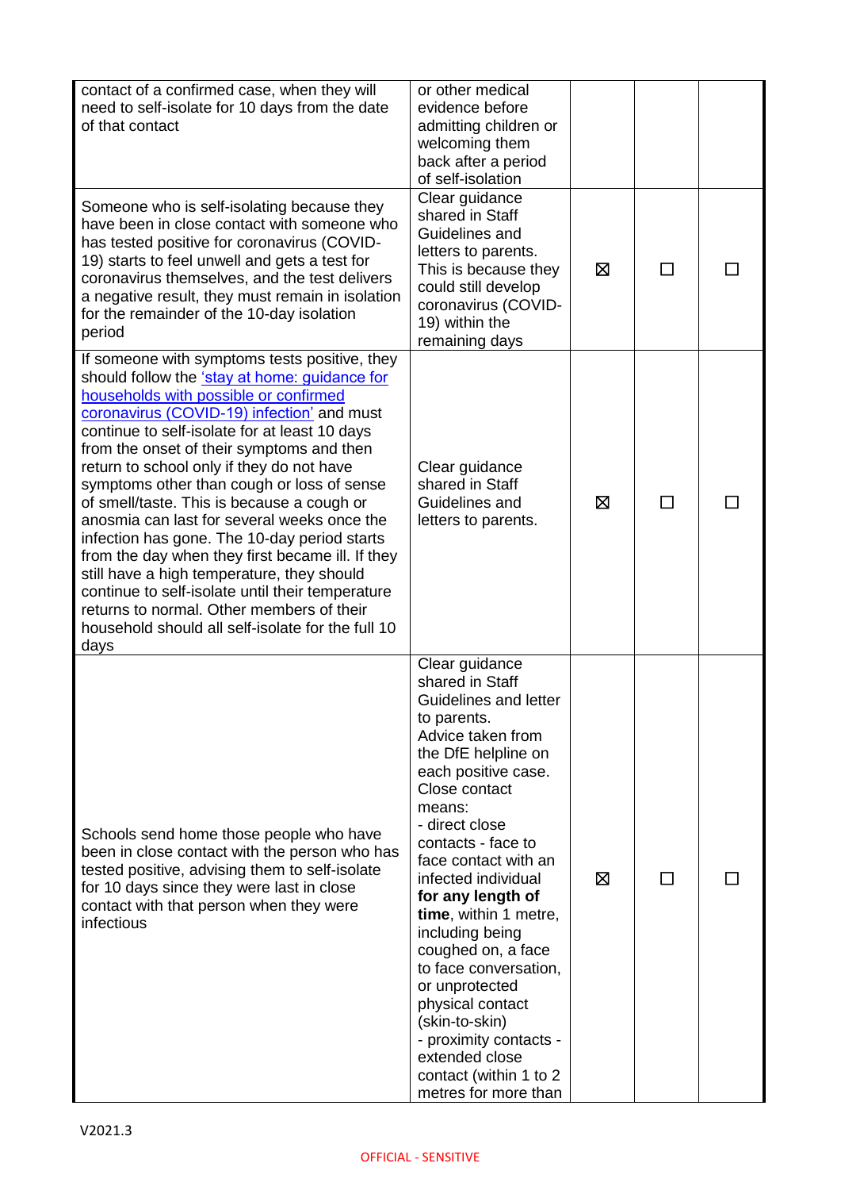| | | | | |
|---|---|---|---|---|
| contact of a confirmed case, when they will need to self-isolate for 10 days from the date of that contact | or other medical evidence before admitting children or welcoming them back after a period of self-isolation | | | |
| Someone who is self-isolating because they have been in close contact with someone who has tested positive for coronavirus (COVID-19) starts to feel unwell and gets a test for coronavirus themselves, and the test delivers a negative result, they must remain in isolation for the remainder of the 10-day isolation period | Clear guidance shared in Staff Guidelines and letters to parents. This is because they could still develop coronavirus (COVID-19) within the remaining days | ☒ | ☐ | ☐ |
| If someone with symptoms tests positive, they should follow the ['stay at home: guidance for households with possible or confirmed coronavirus (COVID-19) infection'] and must continue to self-isolate for at least 10 days from the onset of their symptoms and then return to school only if they do not have symptoms other than cough or loss of sense of smell/taste. This is because a cough or anosmia can last for several weeks once the infection has gone. The 10-day period starts from the day when they first became ill. If they still have a high temperature, they should continue to self-isolate until their temperature returns to normal. Other members of their household should all self-isolate for the full 10 days | Clear guidance shared in Staff Guidelines and letters to parents. | ☒ | ☐ | ☐ |
| Schools send home those people who have been in close contact with the person who has tested positive, advising them to self-isolate for 10 days since they were last in close contact with that person when they were infectious | Clear guidance shared in Staff Guidelines and letter to parents.<br>Advice taken from the DfE helpline on each positive case.<br>Close contact means:<br>- direct close contacts - face to face contact with an infected individual **for any length of time**, within 1 metre, including being coughed on, a face to face conversation, or unprotected physical contact (skin-to-skin)<br>- proximity contacts - extended close contact (within 1 to 2 metres for more than | ☒ | ☐ | ☐ |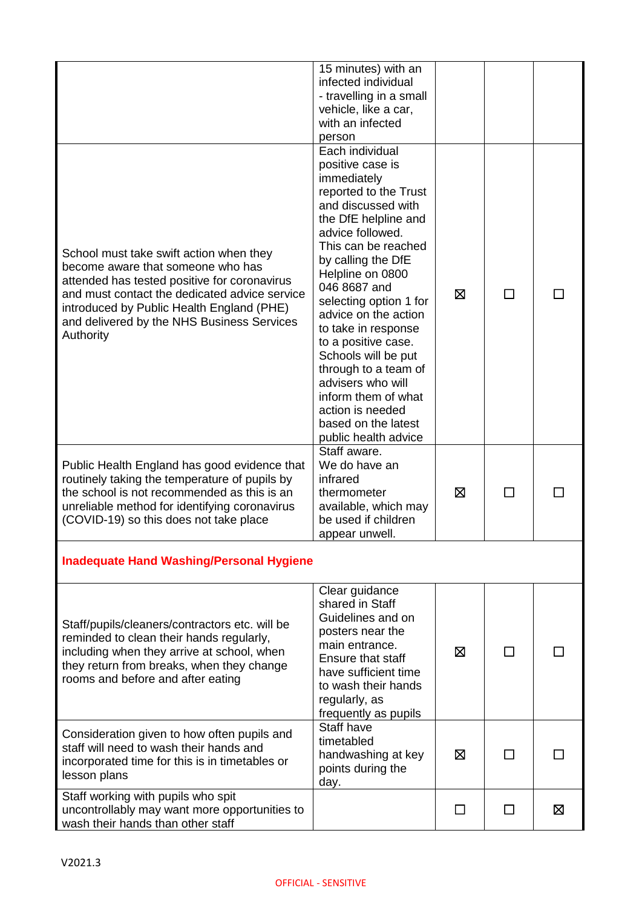| | | | | |
|---|---|---|---|---|
| | 15 minutes) with an infected individual<br>- travelling in a small vehicle, like a car, with an infected person | | | |
| School must take swift action when they become aware that someone who has attended has tested positive for coronavirus and must contact the dedicated advice service introduced by Public Health England (PHE) and delivered by the NHS Business Services Authority | Each individual positive case is immediately reported to the Trust and discussed with the DfE helpline and advice followed. This can be reached by calling the DfE Helpline on 0800 046 8687 and selecting option 1 for advice on the action to take in response to a positive case. Schools will be put through to a team of advisers who will inform them of what action is needed based on the latest public health advice | ☒ | ☐ | ☐ |
| Public Health England has good evidence that routinely taking the temperature of pupils by the school is not recommended as this is an unreliable method for identifying coronavirus (COVID-19) so this does not take place | Staff aware.<br>We do have an infrared thermometer available, which may be used if children appear unwell. | ☒ | ☐ | ☐ |
| **Inadequate Hand Washing/Personal Hygiene** | | | | |
| Staff/pupils/cleaners/contractors etc. will be reminded to clean their hands regularly, including when they arrive at school, when they return from breaks, when they change rooms and before and after eating | Clear guidance shared in Staff Guidelines and on posters near the main entrance.<br>Ensure that staff have sufficient time to wash their hands regularly, as frequently as pupils | ☒ | ☐ | ☐ |
| Consideration given to how often pupils and staff will need to wash their hands and incorporated time for this is in timetables or lesson plans | Staff have timetabled handwashing at key points during the day. | ☒ | ☐ | ☐ |
| Staff working with pupils who spit uncontrollably may want more opportunities to wash their hands than other staff | | ☐ | ☐ | ☒ |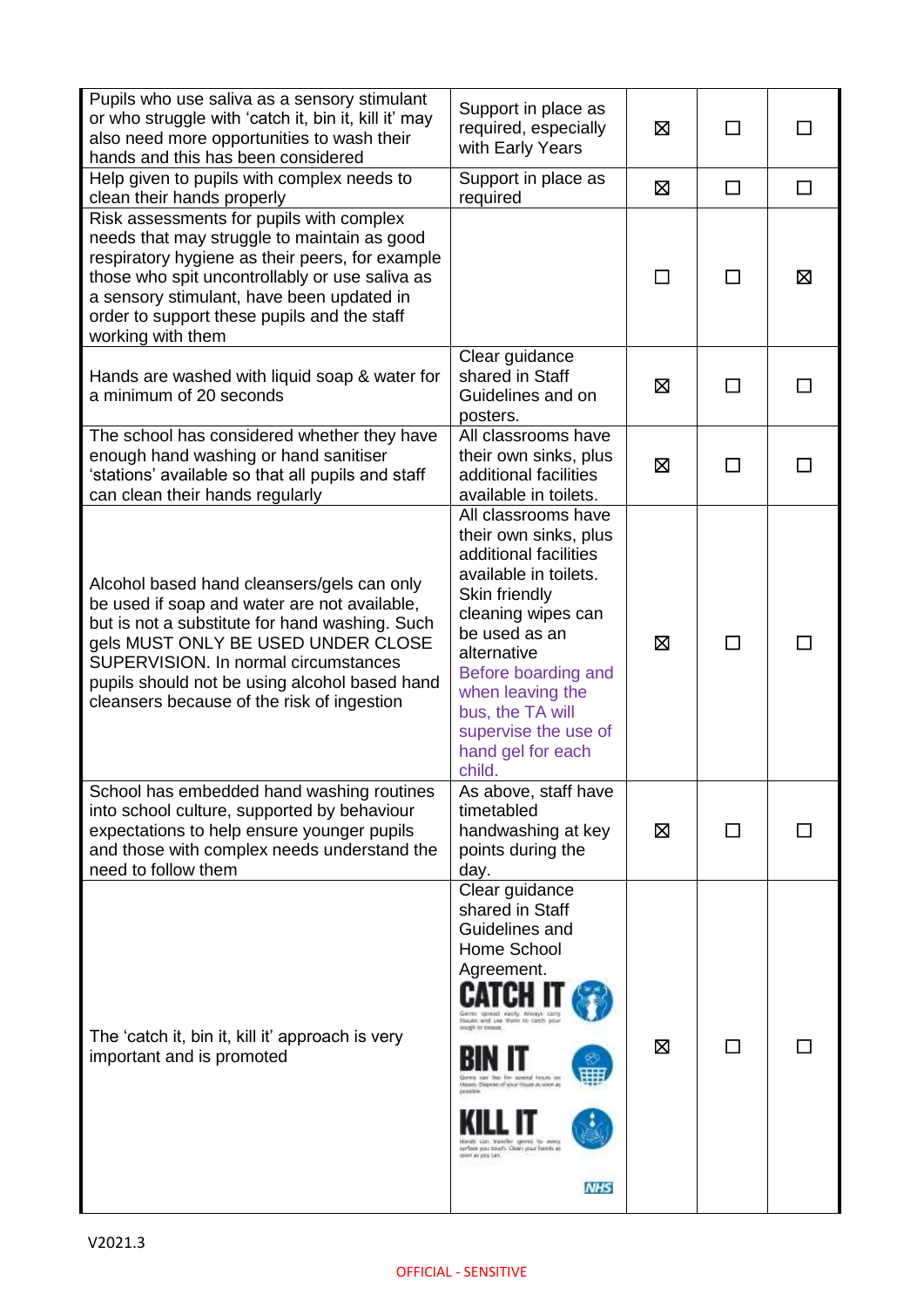| | | | | |
|---|---|---|---|---|
| Pupils who use saliva as a sensory stimulant or who struggle with 'catch it, bin it, kill it' may also need more opportunities to wash their hands and this has been considered | Support in place as required, especially with Early Years | ☒ | ☐ | ☐ |
| Help given to pupils with complex needs to clean their hands properly | Support in place as required | ☒ | ☐ | ☐ |
| Risk assessments for pupils with complex needs that may struggle to maintain as good respiratory hygiene as their peers, for example those who spit uncontrollably or use saliva as a sensory stimulant, have been updated in order to support these pupils and the staff working with them | | ☐ | ☐ | ☒ |
| Hands are washed with liquid soap & water for a minimum of 20 seconds | Clear guidance shared in Staff Guidelines and on posters. | ☒ | ☐ | ☐ |
| The school has considered whether they have enough hand washing or hand sanitiser 'stations' available so that all pupils and staff can clean their hands regularly | All classrooms have their own sinks, plus additional facilities available in toilets. | ☒ | ☐ | ☐ |
| Alcohol based hand cleansers/gels can only be used if soap and water are not available, but is not a substitute for hand washing. Such gels MUST ONLY BE USED UNDER CLOSE SUPERVISION. In normal circumstances pupils should not be using alcohol based hand cleansers because of the risk of ingestion | All classrooms have their own sinks, plus additional facilities available in toilets. Skin friendly cleaning wipes can be used as an alternative Before boarding and when leaving the bus, the TA will supervise the use of hand gel for each child. | ☒ | ☐ | ☐ |
| School has embedded hand washing routines into school culture, supported by behaviour expectations to help ensure younger pupils and those with complex needs understand the need to follow them | As above, staff have timetabled handwashing at key points during the day. | ☒ | ☐ | ☐ |
| The 'catch it, bin it, kill it' approach is very important and is promoted | Clear guidance shared in Staff Guidelines and Home School Agreement. CATCH IT Germs spread easily. Always carry tissues and use them to catch your cough or sneeze. BIN IT Germs can live for several hours on tissues. Dispose of your tissue as soon as possible. KILL IT Hands can transfer germs to every surface you touch. Clean your hands as soon as you can. NHS | ☒ | ☐ | ☐ |

V2021.3

OFFICIAL - SENSITIVE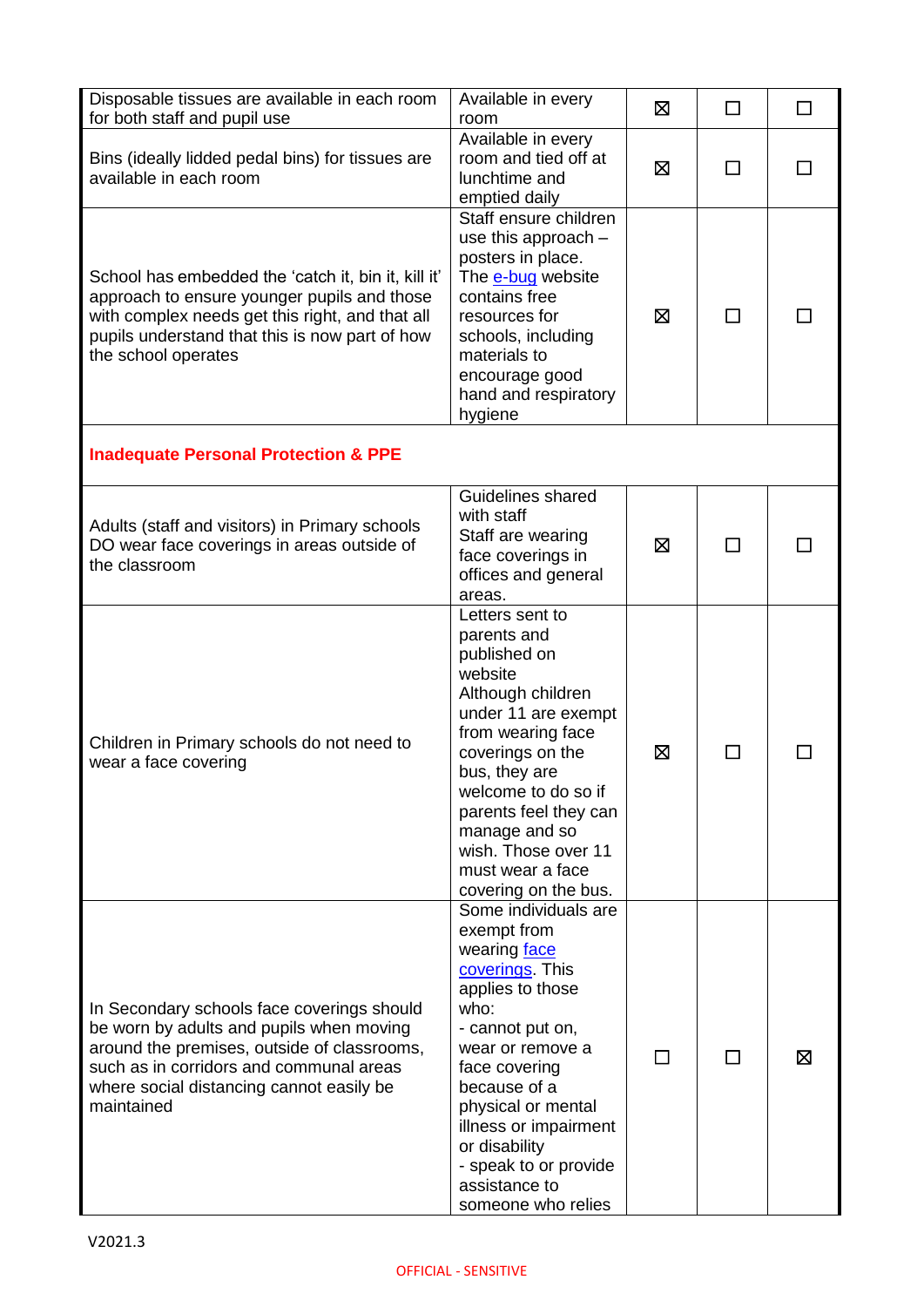| | | | | |
|---|---|---|---|---|
| Disposable tissues are available in each room for both staff and pupil use | Available in every room | ☒ | ☐ | ☐ |
| Bins (ideally lidded pedal bins) for tissues are available in each room | Available in every room and tied off at lunchtime and emptied daily | ☒ | ☐ | ☐ |
| School has embedded the 'catch it, bin it, kill it' approach to ensure younger pupils and those with complex needs get this right, and that all pupils understand that this is now part of how the school operates | Staff ensure children use this approach – posters in place. The e-bug website contains free resources for schools, including materials to encourage good hand and respiratory hygiene | ☒ | ☐ | ☐ |
| **Inadequate Personal Protection & PPE** | | | | |
| Adults (staff and visitors) in Primary schools DO wear face coverings in areas outside of the classroom | Guidelines shared with staff<br>Staff are wearing face coverings in offices and general areas. | ☒ | ☐ | ☐ |
| Children in Primary schools do not need to wear a face covering | Letters sent to parents and published on website<br>Although children under 11 are exempt from wearing face coverings on the bus, they are welcome to do so if parents feel they can manage and so wish. Those over 11 must wear a face covering on the bus. | ☒ | ☐ | ☐ |
| In Secondary schools face coverings should be worn by adults and pupils when moving around the premises, outside of classrooms, such as in corridors and communal areas where social distancing cannot easily be maintained | Some individuals are exempt from wearing face coverings. This applies to those who:<br>- cannot put on, wear or remove a face covering because of a physical or mental illness or impairment or disability<br>- speak to or provide assistance to someone who relies | ☐ | ☐ | ☒ |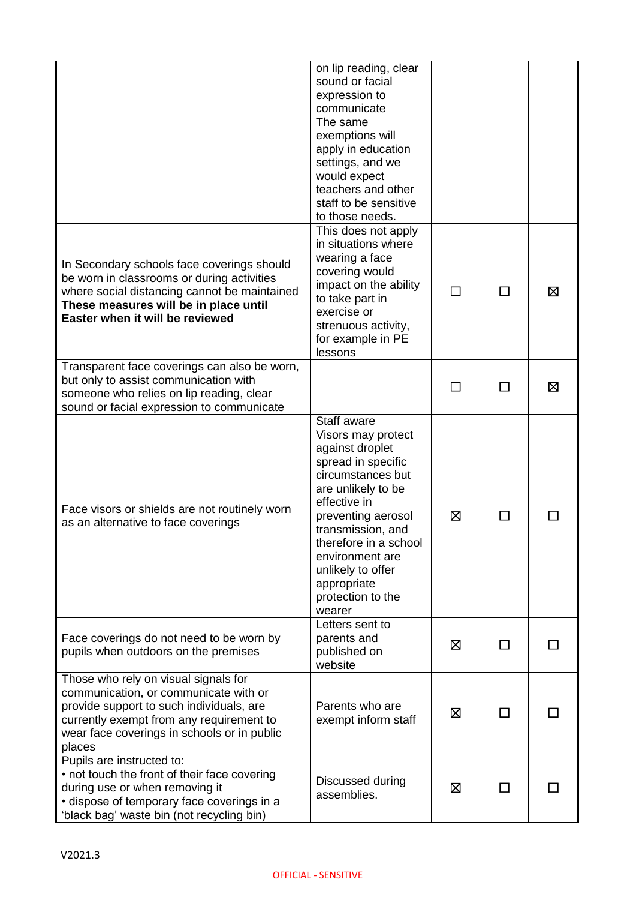| | | | | |
|---|---|---|---|---|
| | on lip reading, clear sound or facial expression to communicate The same exemptions will apply in education settings, and we would expect teachers and other staff to be sensitive to those needs. | | | |
| In Secondary schools face coverings should be worn in classrooms or during activities where social distancing cannot be maintained **These measures will be in place until Easter when it will be reviewed** | This does not apply in situations where wearing a face covering would impact on the ability to take part in exercise or strenuous activity, for example in PE lessons | ☐ | ☐ | ☒ |
| Transparent face coverings can also be worn, but only to assist communication with someone who relies on lip reading, clear sound or facial expression to communicate | | ☐ | ☐ | ☒ |
| Face visors or shields are not routinely worn as an alternative to face coverings | Staff aware Visors may protect against droplet spread in specific circumstances but are unlikely to be effective in preventing aerosol transmission, and therefore in a school environment are unlikely to offer appropriate protection to the wearer | ☒ | ☐ | ☐ |
| Face coverings do not need to be worn by pupils when outdoors on the premises | Letters sent to parents and published on website | ☒ | ☐ | ☐ |
| Those who rely on visual signals for communication, or communicate with or provide support to such individuals, are currently exempt from any requirement to wear face coverings in schools or in public places | Parents who are exempt inform staff | ☒ | ☐ | ☐ |
| Pupils are instructed to:<br>• not touch the front of their face covering during use or when removing it<br>• dispose of temporary face coverings in a 'black bag' waste bin (not recycling bin) | Discussed during assemblies. | ☒ | ☐ | ☐ |

V2021.3

OFFICIAL - SENSITIVE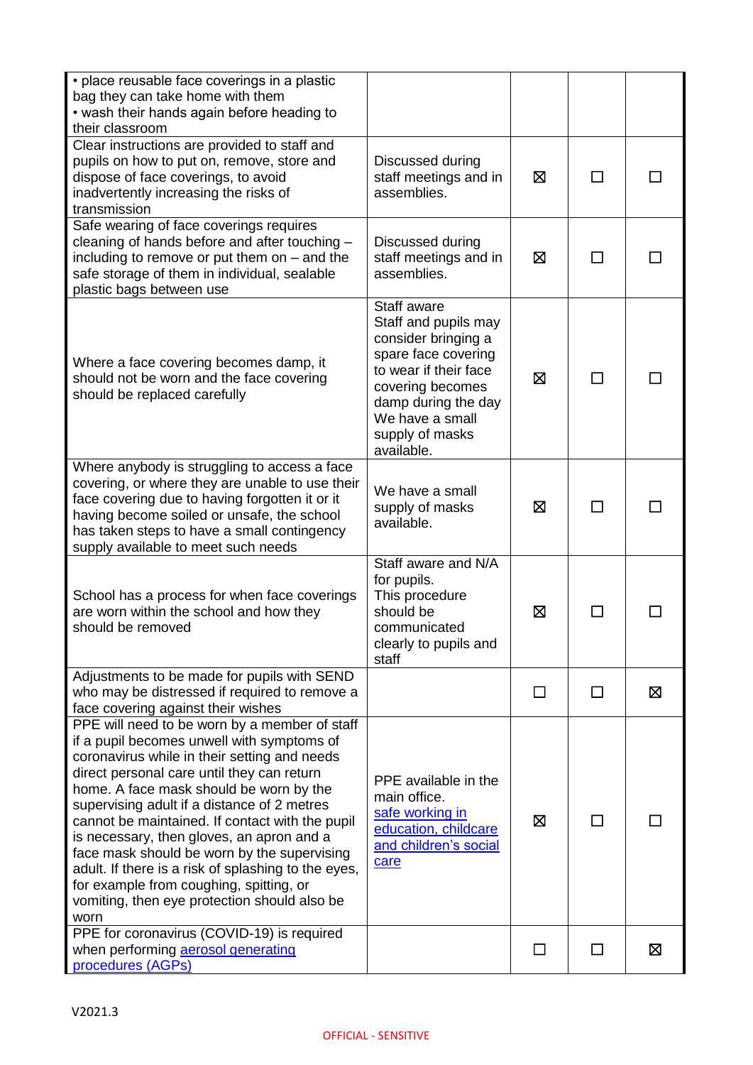| | | | | |
|---|---|---|---|---|
| • place reusable face coverings in a plastic bag they can take home with them<br>• wash their hands again before heading to their classroom | | | | |
| Clear instructions are provided to staff and pupils on how to put on, remove, store and dispose of face coverings, to avoid inadvertently increasing the risks of transmission | Discussed during staff meetings and in assemblies. | ☒ | ☐ | ☐ |
| Safe wearing of face coverings requires cleaning of hands before and after touching – including to remove or put them on – and the safe storage of them in individual, sealable plastic bags between use | Discussed during staff meetings and in assemblies. | ☒ | ☐ | ☐ |
| Where a face covering becomes damp, it should not be worn and the face covering should be replaced carefully | Staff aware<br>Staff and pupils may consider bringing a spare face covering to wear if their face covering becomes damp during the day<br>We have a small supply of masks available. | ☒ | ☐ | ☐ |
| Where anybody is struggling to access a face covering, or where they are unable to use their face covering due to having forgotten it or it having become soiled or unsafe, the school has taken steps to have a small contingency supply available to meet such needs | We have a small supply of masks available. | ☒ | ☐ | ☐ |
| School has a process for when face coverings are worn within the school and how they should be removed | Staff aware and N/A for pupils.<br>This procedure should be communicated clearly to pupils and staff | ☒ | ☐ | ☐ |
| Adjustments to be made for pupils with SEND who may be distressed if required to remove a face covering against their wishes | | ☐ | ☐ | ☒ |
| PPE will need to be worn by a member of staff if a pupil becomes unwell with symptoms of coronavirus while in their setting and needs direct personal care until they can return home. A face mask should be worn by the supervising adult if a distance of 2 metres cannot be maintained. If contact with the pupil is necessary, then gloves, an apron and a face mask should be worn by the supervising adult. If there is a risk of splashing to the eyes, for example from coughing, spitting, or vomiting, then eye protection should also be worn | PPE available in the main office.<br>safe working in education, childcare and children's social care | ☒ | ☐ | ☐ |
| PPE for coronavirus (COVID-19) is required when performing aerosol generating procedures (AGPs) | | ☐ | ☐ | ☒ |

V2021.3

OFFICIAL - SENSITIVE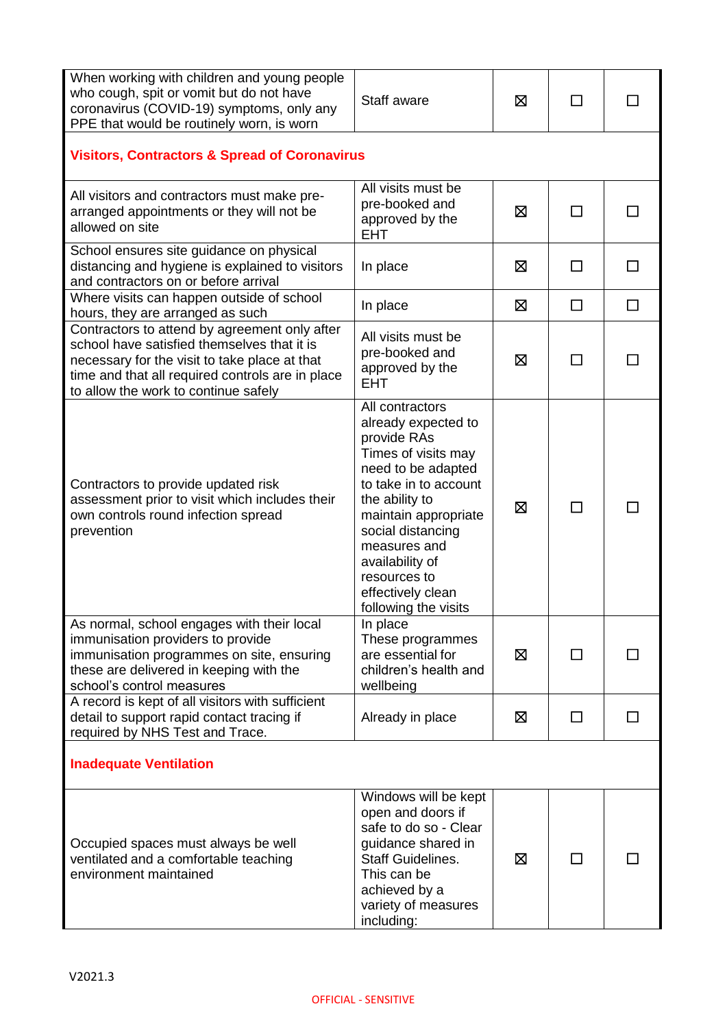| | | | | |
|---|---|---|---|---|
| When working with children and young people who cough, spit or vomit but do not have coronavirus (COVID-19) symptoms, only any PPE that would be routinely worn, is worn | Staff aware | ☒ | ☐ | ☐ |
| **Visitors, Contractors & Spread of Coronavirus** | | | | |
| All visitors and contractors must make pre-arranged appointments or they will not be allowed on site | All visits must be pre-booked and approved by the EHT | ☒ | ☐ | ☐ |
| School ensures site guidance on physical distancing and hygiene is explained to visitors and contractors on or before arrival | In place | ☒ | ☐ | ☐ |
| Where visits can happen outside of school hours, they are arranged as such | In place | ☒ | ☐ | ☐ |
| Contractors to attend by agreement only after school have satisfied themselves that it is necessary for the visit to take place at that time and that all required controls are in place to allow the work to continue safely | All visits must be pre-booked and approved by the EHT | ☒ | ☐ | ☐ |
| Contractors to provide updated risk assessment prior to visit which includes their own controls round infection spread prevention | All contractors already expected to provide RAs Times of visits may need to be adapted to take in to account the ability to maintain appropriate social distancing measures and availability of resources to effectively clean following the visits | ☒ | ☐ | ☐ |
| As normal, school engages with their local immunisation providers to provide immunisation programmes on site, ensuring these are delivered in keeping with the school's control measures | In place These programmes are essential for children's health and wellbeing | ☒ | ☐ | ☐ |
| A record is kept of all visitors with sufficient detail to support rapid contact tracing if required by NHS Test and Trace. | Already in place | ☒ | ☐ | ☐ |
| **Inadequate Ventilation** | | | | |
| Occupied spaces must always be well ventilated and a comfortable teaching environment maintained | Windows will be kept open and doors if safe to do so - Clear guidance shared in Staff Guidelines. This can be achieved by a variety of measures including: | ☒ | ☐ | ☐ |

V2021.3

OFFICIAL - SENSITIVE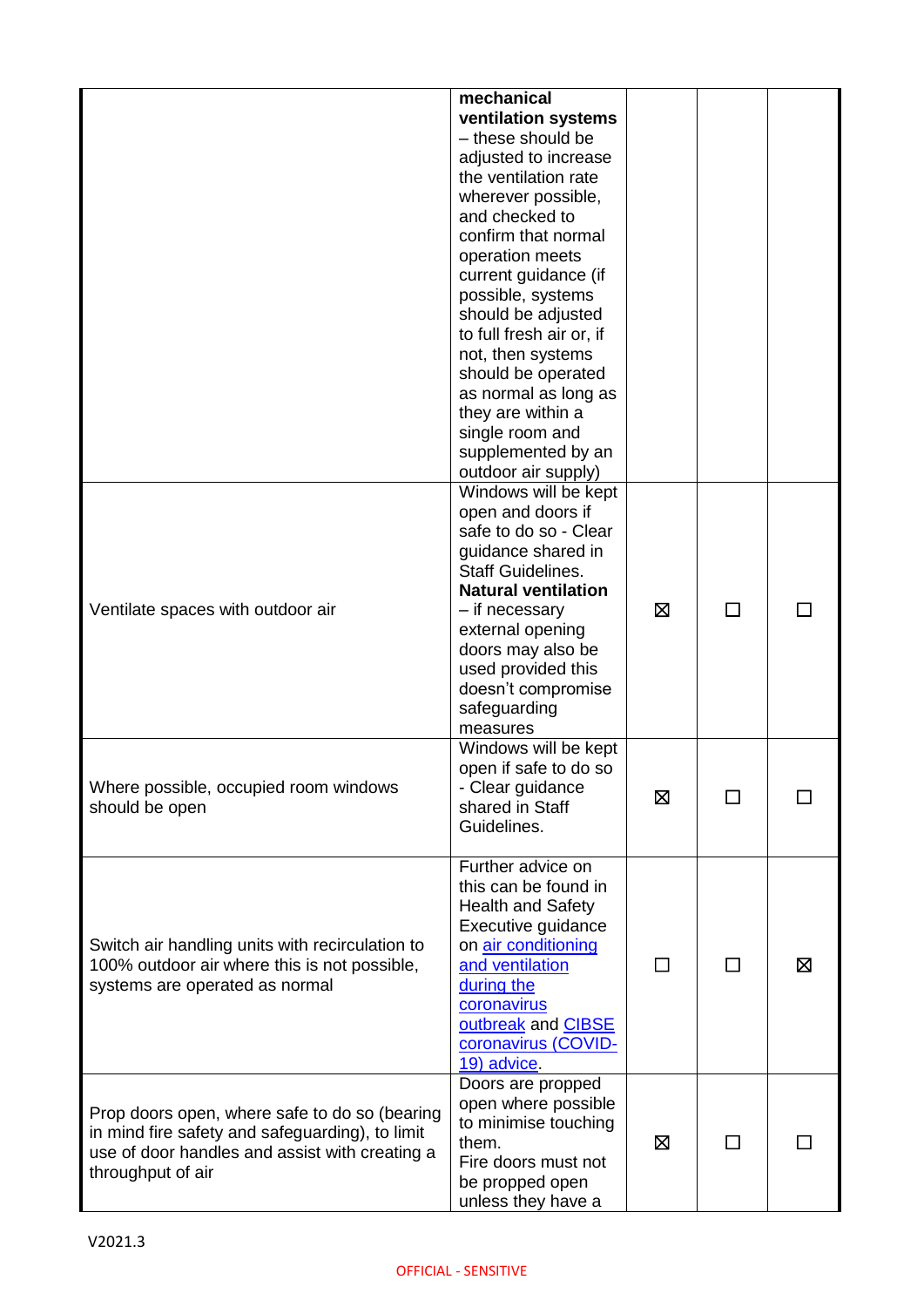| | | | | |
|---|---|---|---|---|
| | **mechanical ventilation systems** – these should be adjusted to increase the ventilation rate wherever possible, and checked to confirm that normal operation meets current guidance (if possible, systems should be adjusted to full fresh air or, if not, then systems should be operated as normal as long as they are within a single room and supplemented by an outdoor air supply) | | | |
| Ventilate spaces with outdoor air | Windows will be kept open and doors if safe to do so - Clear guidance shared in Staff Guidelines. **Natural ventilation** – if necessary external opening doors may also be used provided this doesn't compromise safeguarding measures | ☒ | ☐ | ☐ |
| Where possible, occupied room windows should be open | Windows will be kept open if safe to do so - Clear guidance shared in Staff Guidelines. | ☒ | ☐ | ☐ |
| Switch air handling units with recirculation to 100% outdoor air where this is not possible, systems are operated as normal | Further advice on this can be found in Health and Safety Executive guidance on [air conditioning and ventilation during the coronavirus outbreak]() and [CIBSE coronavirus (COVID-19) advice](). | ☐ | ☐ | ☒ |
| Prop doors open, where safe to do so (bearing in mind fire safety and safeguarding), to limit use of door handles and assist with creating a throughput of air | Doors are propped open where possible to minimise touching them. Fire doors must not be propped open unless they have a | ☒ | ☐ | ☐ |

V2021.3

OFFICIAL - SENSITIVE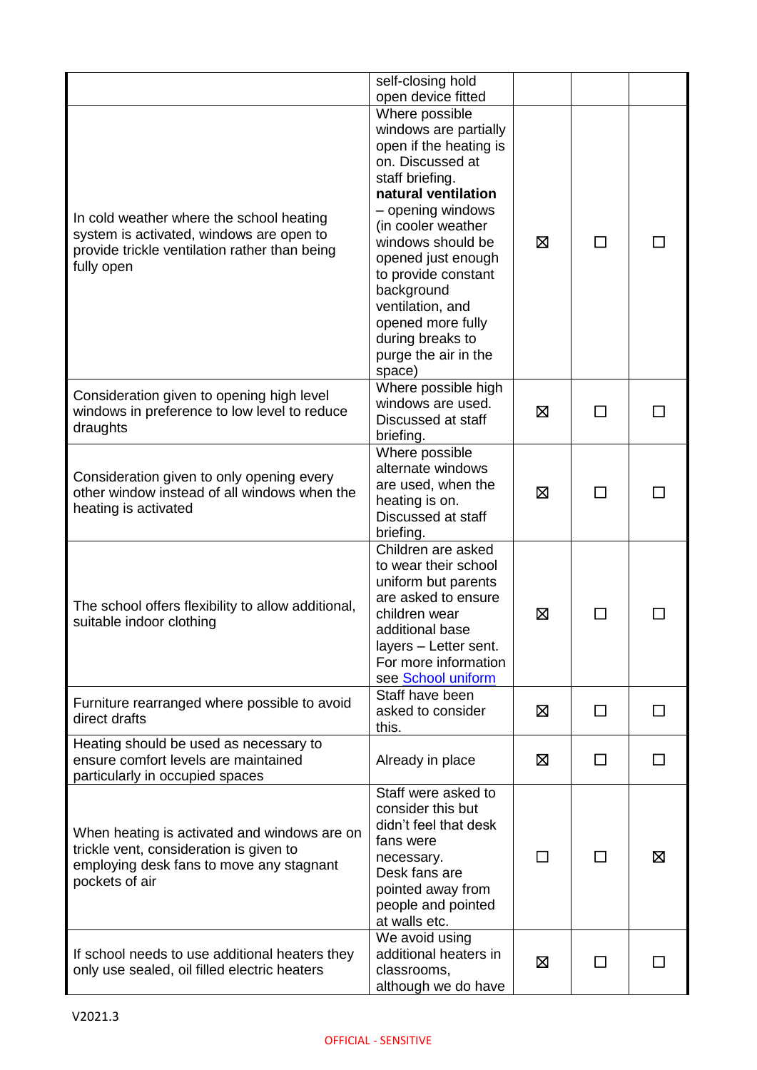| | | | | |
|---|---|---|---|---|
| | self-closing hold open device fitted | | | |
| In cold weather where the school heating system is activated, windows are open to provide trickle ventilation rather than being fully open | Where possible windows are partially open if the heating is on. Discussed at staff briefing. **natural ventilation** – opening windows (in cooler weather windows should be opened just enough to provide constant background ventilation, and opened more fully during breaks to purge the air in the space) | ☒ | ☐ | ☐ |
| Consideration given to opening high level windows in preference to low level to reduce draughts | Where possible high windows are used. Discussed at staff briefing. | ☒ | ☐ | ☐ |
| Consideration given to only opening every other window instead of all windows when the heating is activated | Where possible alternate windows are used, when the heating is on. Discussed at staff briefing. | ☒ | ☐ | ☐ |
| The school offers flexibility to allow additional, suitable indoor clothing | Children are asked to wear their school uniform but parents are asked to ensure children wear additional base layers – Letter sent. For more information see [School uniform]() | ☒ | ☐ | ☐ |
| Furniture rearranged where possible to avoid direct drafts | Staff have been asked to consider this. | ☒ | ☐ | ☐ |
| Heating should be used as necessary to ensure comfort levels are maintained particularly in occupied spaces | Already in place | ☒ | ☐ | ☐ |
| When heating is activated and windows are on trickle vent, consideration is given to employing desk fans to move any stagnant pockets of air | Staff were asked to consider this but didn't feel that desk fans were necessary. Desk fans are pointed away from people and pointed at walls etc. | ☐ | ☐ | ☒ |
| If school needs to use additional heaters they only use sealed, oil filled electric heaters | We avoid using additional heaters in classrooms, although we do have | ☒ | ☐ | ☐ |

V2021.3

OFFICIAL - SENSITIVE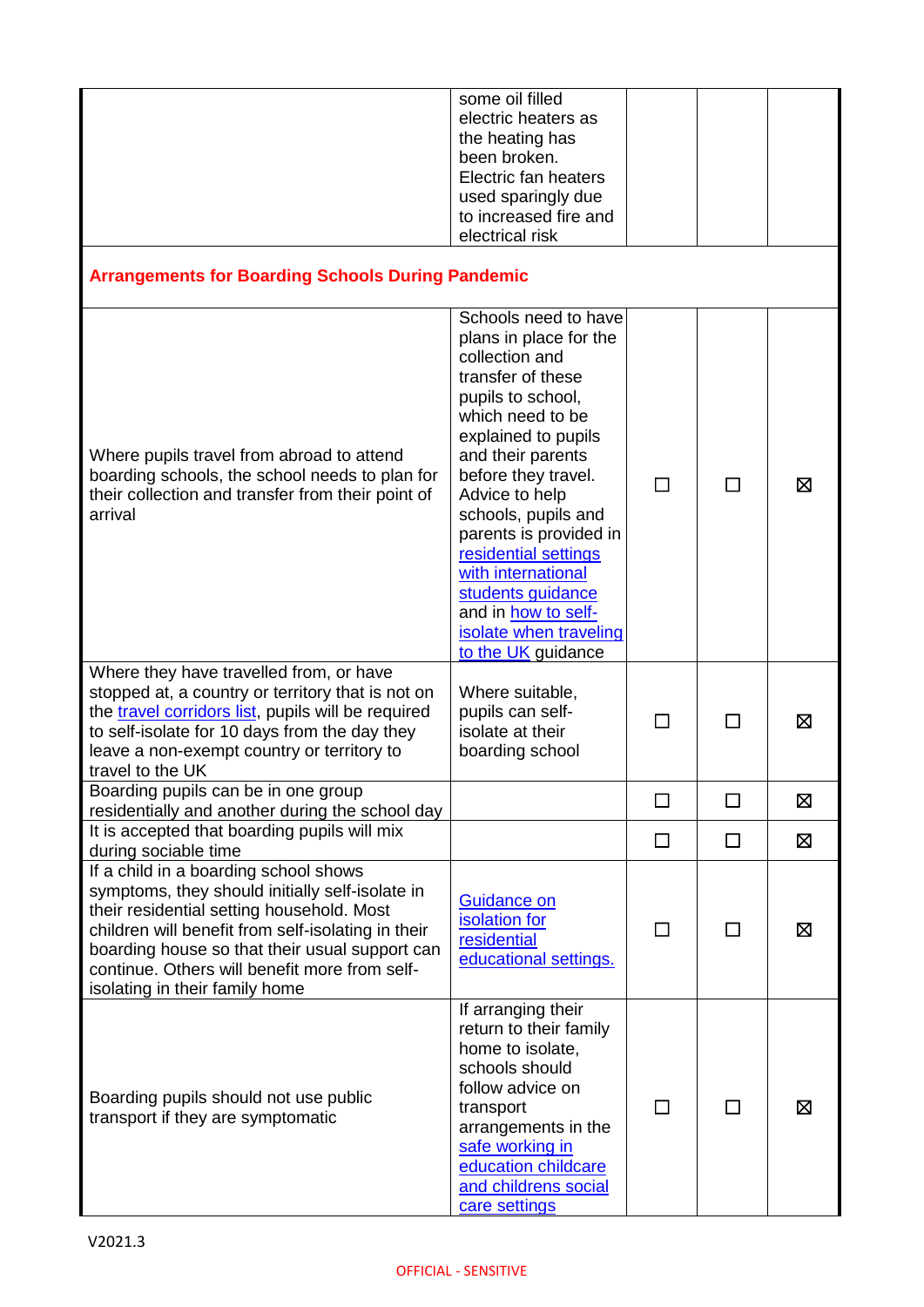| | | | | |
|---|---|---|---|---|
| | some oil filled electric heaters as the heating has been broken. Electric fan heaters used sparingly due to increased fire and electrical risk | | | |
| **Arrangements for Boarding Schools During Pandemic** | | | | |
| Where pupils travel from abroad to attend boarding schools, the school needs to plan for their collection and transfer from their point of arrival | Schools need to have plans in place for the collection and transfer of these pupils to school, which need to be explained to pupils and their parents before they travel. Advice to help schools, pupils and parents is provided in [residential settings with international students guidance]() and in [how to self-isolate when traveling to the UK]() guidance | ☐ | ☐ | ☒ |
| Where they have travelled from, or have stopped at, a country or territory that is not on the [travel corridors list](), pupils will be required to self-isolate for 10 days from the day they leave a non-exempt country or territory to travel to the UK | Where suitable, pupils can self-isolate at their boarding school | ☐ | ☐ | ☒ |
| Boarding pupils can be in one group residentially and another during the school day | | ☐ | ☐ | ☒ |
| It is accepted that boarding pupils will mix during sociable time | | ☐ | ☐ | ☒ |
| If a child in a boarding school shows symptoms, they should initially self-isolate in their residential setting household. Most children will benefit from self-isolating in their boarding house so that their usual support can continue. Others will benefit more from self-isolating in their family home | [Guidance on isolation for residential educational settings.]() | ☐ | ☐ | ☒ |
| Boarding pupils should not use public transport if they are symptomatic | If arranging their return to their family home to isolate, schools should follow advice on transport arrangements in the [safe working in education childcare and childrens social care settings]() | ☐ | ☐ | ☒ |

V2021.3

OFFICIAL - SENSITIVE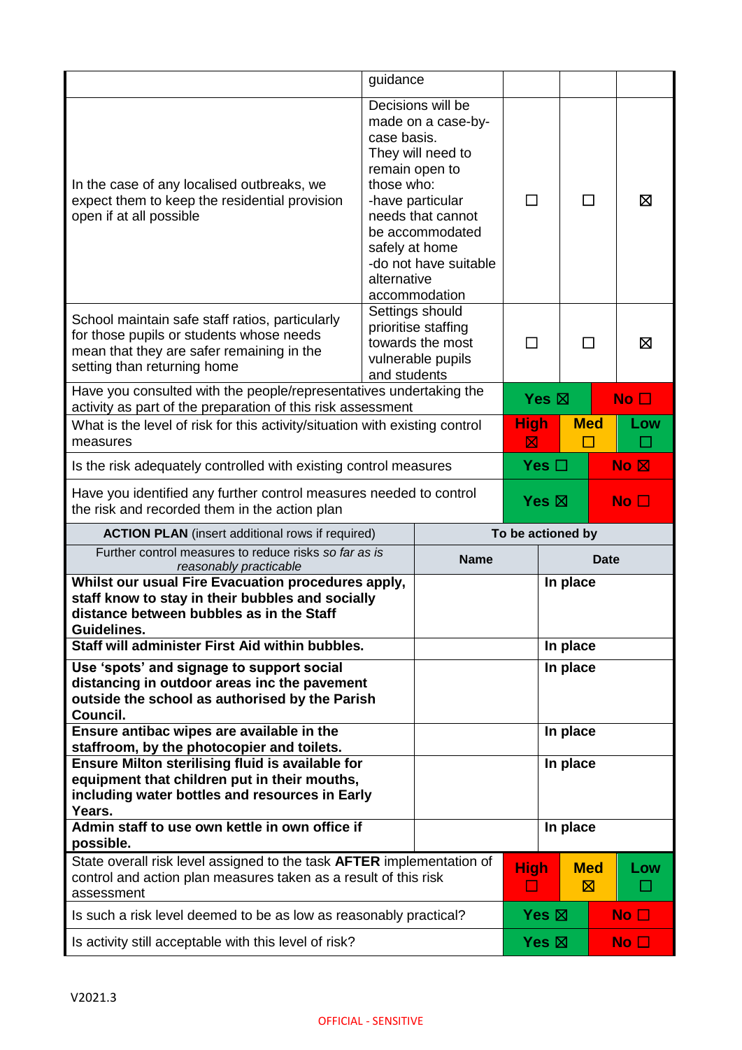| | | | | |
|---|---|---|---|---|
| | guidance | | | |
| In the case of any localised outbreaks, we expect them to keep the residential provision open if at all possible | Decisions will be made on a case-by-case basis. They will need to remain open to those who: -have particular needs that cannot be accommodated safely at home -do not have suitable alternative accommodation | ☐ | ☐ | ☒ |
| School maintain safe staff ratios, particularly for those pupils or students whose needs mean that they are safer remaining in the setting than returning home | Settings should prioritise staffing towards the most vulnerable pupils and students | ☐ | ☐ | ☒ |

| | | | |
|---|---|---|---|
| Have you consulted with the people/representatives undertaking the activity as part of the preparation of this risk assessment | Yes ☒ | | No ☐ |
| What is the level of risk for this activity/situation with existing control measures | High ☒ | Med ☐ | Low ☐ |
| Is the risk adequately controlled with existing control measures | Yes ☐ | | No ☒ |
| Have you identified any further control measures needed to control the risk and recorded them in the action plan | Yes ☒ | | No ☐ |

| **ACTION PLAN** (insert additional rows if required) | To be actioned by | |
|---|---|---|
| Further control measures to reduce risks *so far as is reasonably practicable* | **Name** | **Date** |
| **Whilst our usual Fire Evacuation procedures apply, staff know to stay in their bubbles and socially distance between bubbles as in the Staff Guidelines.** | | **In place** |
| **Staff will administer First Aid within bubbles.** | | **In place** |
| **Use 'spots' and signage to support social distancing in outdoor areas inc the pavement outside the school as authorised by the Parish Council.** | | **In place** |
| **Ensure antibac wipes are available in the staffroom, by the photocopier and toilets.** | | **In place** |
| **Ensure Milton sterilising fluid is available for equipment that children put in their mouths, including water bottles and resources in Early Years.** | | **In place** |
| **Admin staff to use own kettle in own office if possible.** | | **In place** |

| | | | |
|---|---|---|---|
| State overall risk level assigned to the task **AFTER** implementation of control and action plan measures taken as a result of this risk assessment | High ☐ | Med ☒ | Low ☐ |
| Is such a risk level deemed to be as low as reasonably practical? | Yes ☒ | | No ☐ |
| Is activity still acceptable with this level of risk? | Yes ☒ | | No ☐ |

V2021.3

OFFICIAL - SENSITIVE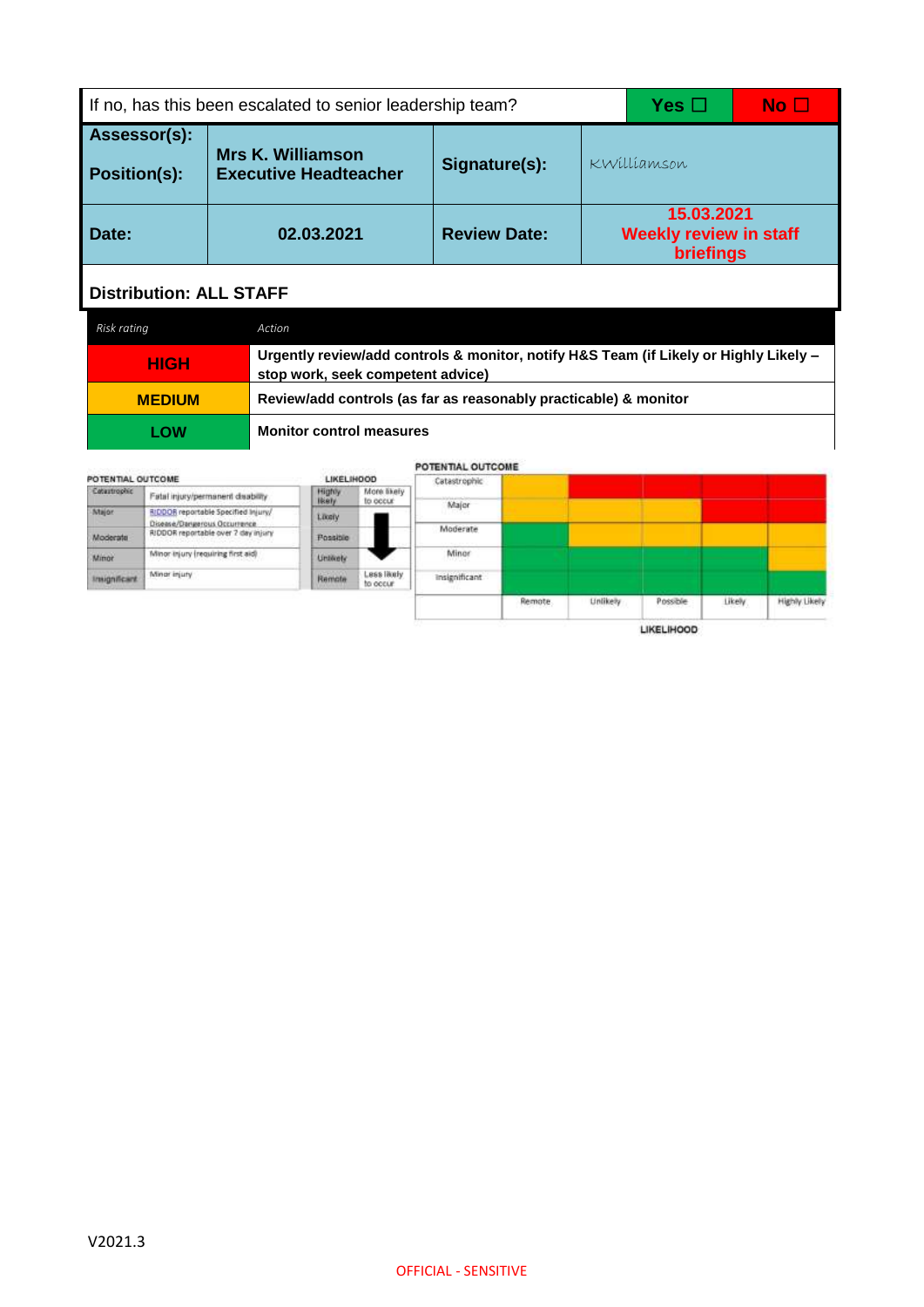| | | |
|---|---|---|
| If no, has this been escalated to senior leadership team? | **Yes ☐** | **No ☐** |

| | | | |
|---|---|---|---|
| **Assessor(s):** **Position(s):** | **Mrs K. Williamson Executive Headteacher** | **Signature(s):** | *KWilliamson* |
| **Date:** | **02.03.2021** | **Review Date:** | **15.03.2021 Weekly review in staff briefings** |

**Distribution: ALL STAFF**

| *Risk rating* | *Action* |
|---|---|
| **HIGH** | **Urgently review/add controls & monitor, notify H&S Team (if Likely or Highly Likely – stop work, seek competent advice)** |
| **MEDIUM** | **Review/add controls (as far as reasonably practicable) & monitor** |
| **LOW** | **Monitor control measures** |

POTENTIAL OUTCOME

| | |
|---|---|
| Catastrophic | Fatal injury/permanent disability |
| Major | RIDDOR reportable Specified Injury/ Disease/Dangerous Occurrence |
| Moderate | RIDDOR reportable over 7 day injury |
| Minor | Minor injury (requiring first aid) |
| Insignificant | Minor injury |

LIKELIHOOD

| | |
|---|---|
| Highly likely | More likely to occur |
| Likely | |
| Possible | |
| Unlikely | |
| Remote | Less likely to occur |

POTENTIAL OUTCOME

Catastrophic
Major
Moderate
Minor
Insignificant

Remote
Unlikely
Possible
Likely
Highly Likely

LIKELIHOOD

V2021.3

OFFICIAL - SENSITIVE